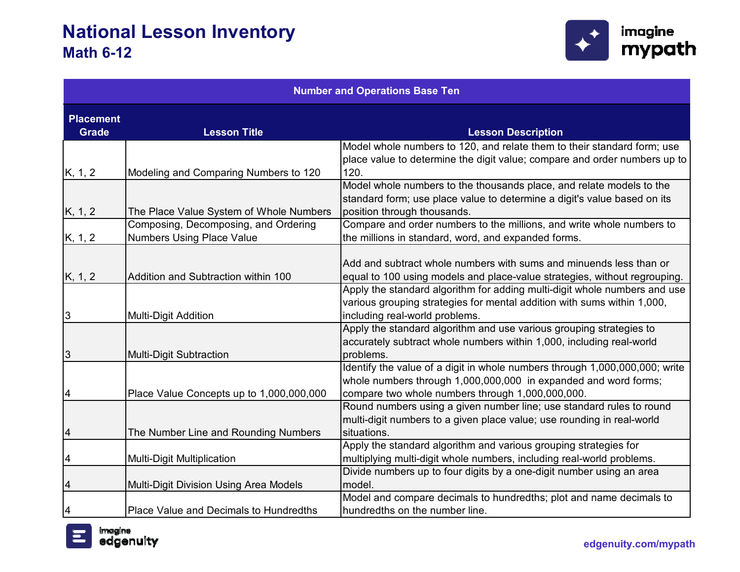# National Lesson Inventory

## Math 6-12

| Number and Operations Base Ten | | |
|---|---|---|
| **Placement Grade** | **Lesson Title** | **Lesson Description** |
| K, 1, 2 | Modeling and Comparing Numbers to 120 | Model whole numbers to 120, and relate them to their standard form; use place value to determine the digit value; compare and order numbers up to 120. |
| K, 1, 2 | The Place Value System of Whole Numbers | Model whole numbers to the thousands place, and relate models to the standard form; use place value to determine a digit's value based on its position through thousands. |
| K, 1, 2 | Composing, Decomposing, and Ordering Numbers Using Place Value | Compare and order numbers to the millions, and write whole numbers to the millions in standard, word, and expanded forms. |
| K, 1, 2 | Addition and Subtraction within 100 | Add and subtract whole numbers with sums and minuends less than or equal to 100 using models and place-value strategies, without regrouping. |
| 3 | Multi-Digit Addition | Apply the standard algorithm for adding multi-digit whole numbers and use various grouping strategies for mental addition with sums within 1,000, including real-world problems. |
| 3 | Multi-Digit Subtraction | Apply the standard algorithm and use various grouping strategies to accurately subtract whole numbers within 1,000, including real-world problems. |
| 4 | Place Value Concepts up to 1,000,000,000 | Identify the value of a digit in whole numbers through 1,000,000,000; write whole numbers through 1,000,000,000 in expanded and word forms; compare two whole numbers through 1,000,000,000. |
| 4 | The Number Line and Rounding Numbers | Round numbers using a given number line; use standard rules to round multi-digit numbers to a given place value; use rounding in real-world situations. |
| 4 | Multi-Digit Multiplication | Apply the standard algorithm and various grouping strategies for multiplying multi-digit whole numbers, including real-world problems. |
| 4 | Multi-Digit Division Using Area Models | Divide numbers up to four digits by a one-digit number using an area model. |
| 4 | Place Value and Decimals to Hundredths | Model and compare decimals to hundredths; plot and name decimals to hundredths on the number line. |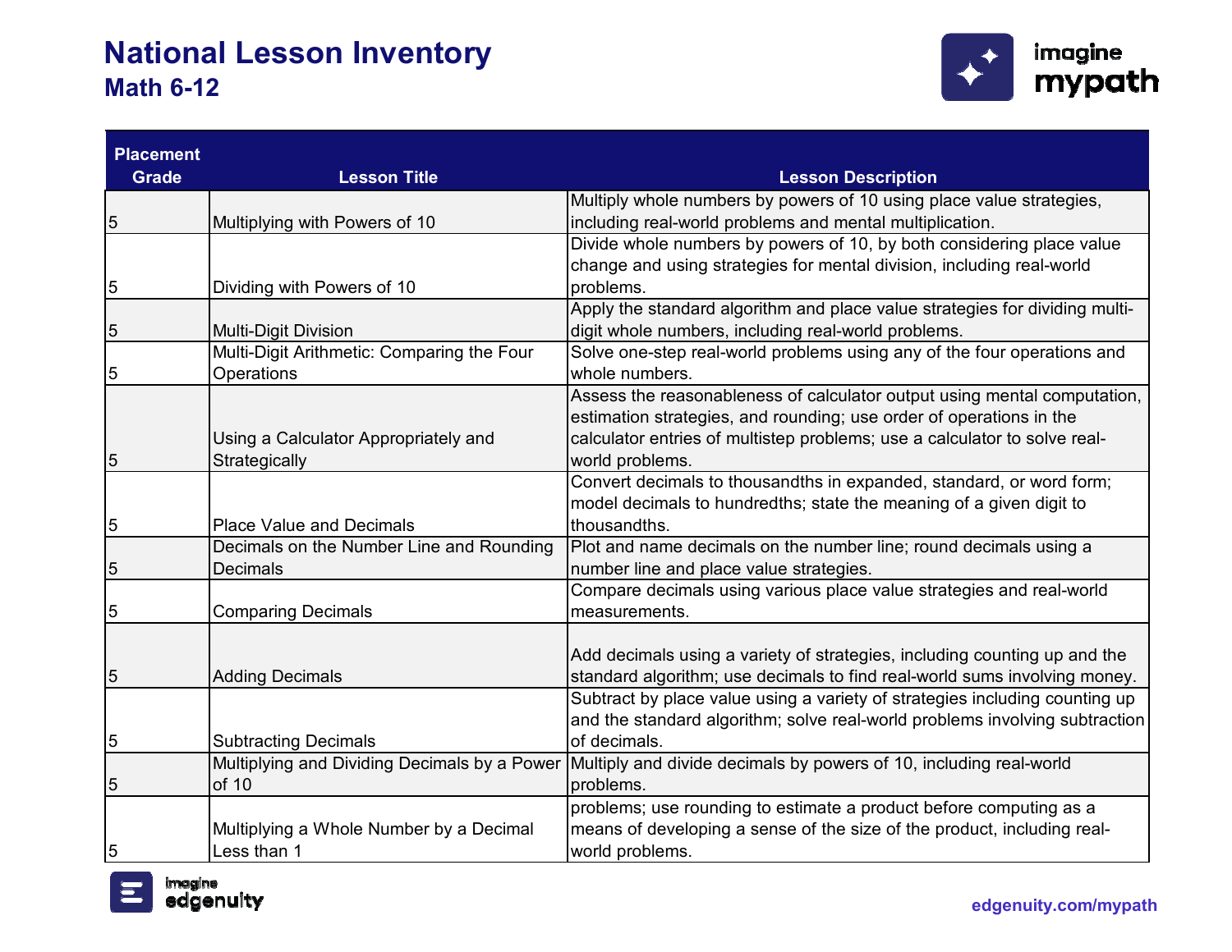# National Lesson Inventory

## Math 6-12

| Placement Grade | Lesson Title | Lesson Description |
|---|---|---|
| 5 | Multiplying with Powers of 10 | Multiply whole numbers by powers of 10 using place value strategies, including real-world problems and mental multiplication. |
| 5 | Dividing with Powers of 10 | Divide whole numbers by powers of 10, by both considering place value change and using strategies for mental division, including real-world problems. |
| 5 | Multi-Digit Division | Apply the standard algorithm and place value strategies for dividing multi-digit whole numbers, including real-world problems. |
| 5 | Multi-Digit Arithmetic: Comparing the Four Operations | Solve one-step real-world problems using any of the four operations and whole numbers. |
| 5 | Using a Calculator Appropriately and Strategically | Assess the reasonableness of calculator output using mental computation, estimation strategies, and rounding; use order of operations in the calculator entries of multistep problems; use a calculator to solve real-world problems. |
| 5 | Place Value and Decimals | Convert decimals to thousandths in expanded, standard, or word form; model decimals to hundredths; state the meaning of a given digit to thousandths. |
| 5 | Decimals on the Number Line and Rounding Decimals | Plot and name decimals on the number line; round decimals using a number line and place value strategies. |
| 5 | Comparing Decimals | Compare decimals using various place value strategies and real-world measurements. |
| 5 | Adding Decimals | Add decimals using a variety of strategies, including counting up and the standard algorithm; use decimals to find real-world sums involving money. |
| 5 | Subtracting Decimals | Subtract by place value using a variety of strategies including counting up and the standard algorithm; solve real-world problems involving subtraction of decimals. |
| 5 | Multiplying and Dividing Decimals by a Power of 10 | Multiply and divide decimals by powers of 10, including real-world problems. |
| 5 | Multiplying a Whole Number by a Decimal Less than 1 | problems; use rounding to estimate a product before computing as a means of developing a sense of the size of the product, including real-world problems. |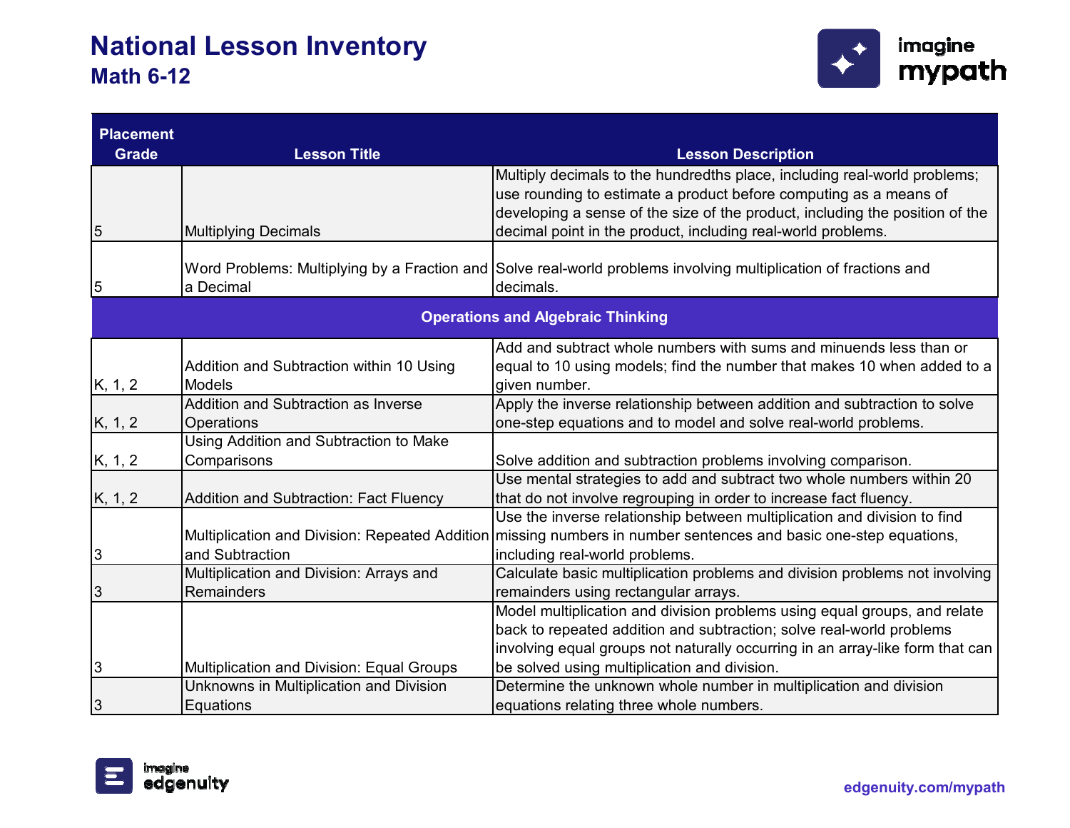# National Lesson Inventory

## Math 6-12

| Placement Grade | Lesson Title | Lesson Description |
|---|---|---|
| 5 | Multiplying Decimals | Multiply decimals to the hundredths place, including real-world problems; use rounding to estimate a product before computing as a means of developing a sense of the size of the product, including the position of the decimal point in the product, including real-world problems. |
| 5 | Word Problems: Multiplying by a Fraction and a Decimal | Solve real-world problems involving multiplication of fractions and decimals. |
| **Operations and Algebraic Thinking** | | |
| K, 1, 2 | Addition and Subtraction within 10 Using Models | Add and subtract whole numbers with sums and minuends less than or equal to 10 using models; find the number that makes 10 when added to a given number. |
| K, 1, 2 | Addition and Subtraction as Inverse Operations | Apply the inverse relationship between addition and subtraction to solve one-step equations and to model and solve real-world problems. |
| K, 1, 2 | Using Addition and Subtraction to Make Comparisons | Solve addition and subtraction problems involving comparison. |
| K, 1, 2 | Addition and Subtraction: Fact Fluency | Use mental strategies to add and subtract two whole numbers within 20 that do not involve regrouping in order to increase fact fluency. |
| 3 | Multiplication and Division: Repeated Addition and Subtraction | Use the inverse relationship between multiplication and division to find missing numbers in number sentences and basic one-step equations, including real-world problems. |
| 3 | Multiplication and Division: Arrays and Remainders | Calculate basic multiplication problems and division problems not involving remainders using rectangular arrays. |
| 3 | Multiplication and Division: Equal Groups | Model multiplication and division problems using equal groups, and relate back to repeated addition and subtraction; solve real-world problems involving equal groups not naturally occurring in an array-like form that can be solved using multiplication and division. |
| 3 | Unknowns in Multiplication and Division Equations | Determine the unknown whole number in multiplication and division equations relating three whole numbers. |

edgenuity.com/mypath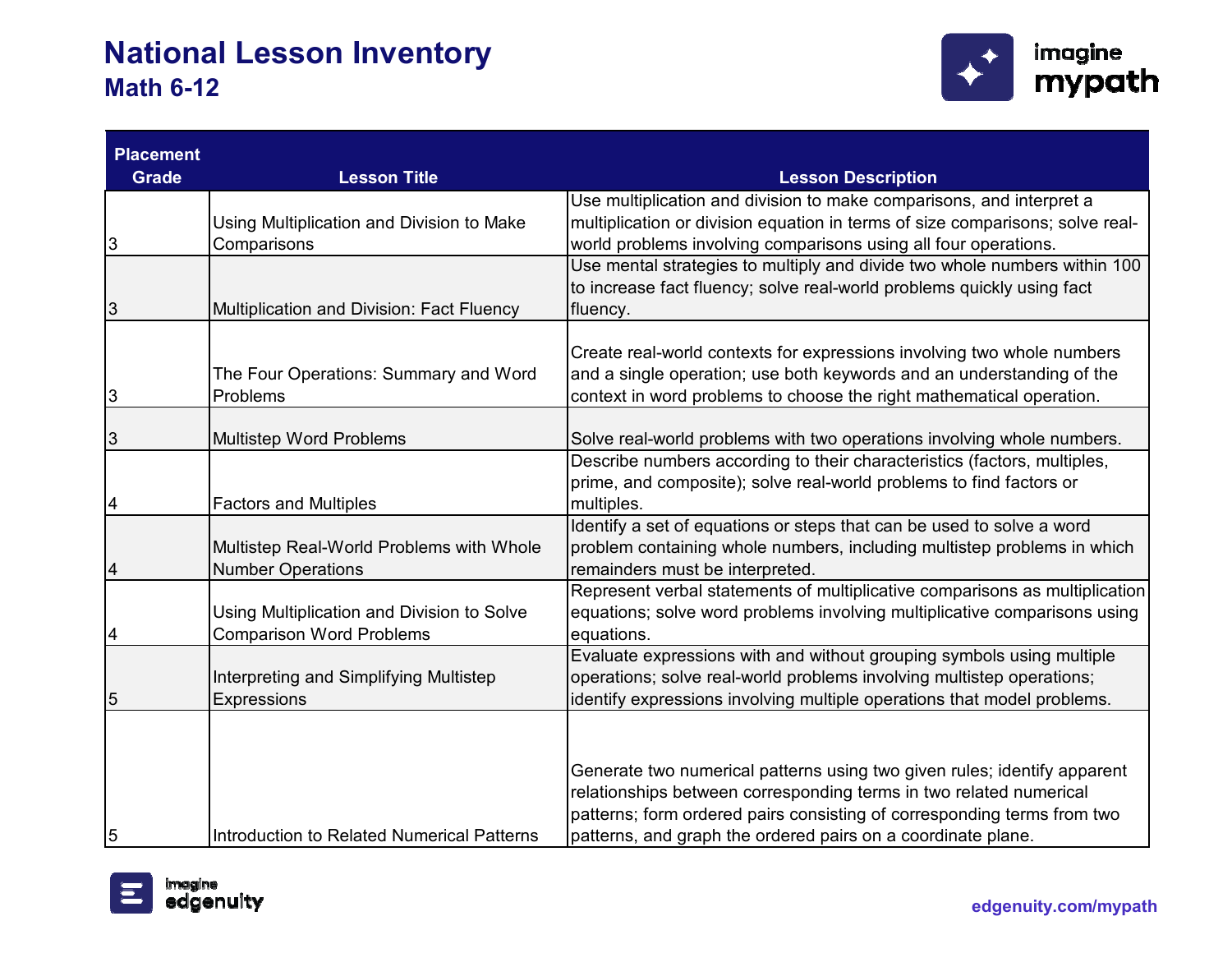# National Lesson Inventory

## Math 6-12

| Placement Grade | Lesson Title | Lesson Description |
|---|---|---|
| 3 | Using Multiplication and Division to Make Comparisons | Use multiplication and division to make comparisons, and interpret a multiplication or division equation in terms of size comparisons; solve real-world problems involving comparisons using all four operations. |
| 3 | Multiplication and Division: Fact Fluency | Use mental strategies to multiply and divide two whole numbers within 100 to increase fact fluency; solve real-world problems quickly using fact fluency. |
| 3 | The Four Operations: Summary and Word Problems | Create real-world contexts for expressions involving two whole numbers and a single operation; use both keywords and an understanding of the context in word problems to choose the right mathematical operation. |
| 3 | Multistep Word Problems | Solve real-world problems with two operations involving whole numbers. |
| 4 | Factors and Multiples | Describe numbers according to their characteristics (factors, multiples, prime, and composite); solve real-world problems to find factors or multiples. |
| 4 | Multistep Real-World Problems with Whole Number Operations | Identify a set of equations or steps that can be used to solve a word problem containing whole numbers, including multistep problems in which remainders must be interpreted. |
| 4 | Using Multiplication and Division to Solve Comparison Word Problems | Represent verbal statements of multiplicative comparisons as multiplication equations; solve word problems involving multiplicative comparisons using equations. |
| 5 | Interpreting and Simplifying Multistep Expressions | Evaluate expressions with and without grouping symbols using multiple operations; solve real-world problems involving multistep operations; identify expressions involving multiple operations that model problems. |
| 5 | Introduction to Related Numerical Patterns | Generate two numerical patterns using two given rules; identify apparent relationships between corresponding terms in two related numerical patterns; form ordered pairs consisting of corresponding terms from two patterns, and graph the ordered pairs on a coordinate plane. |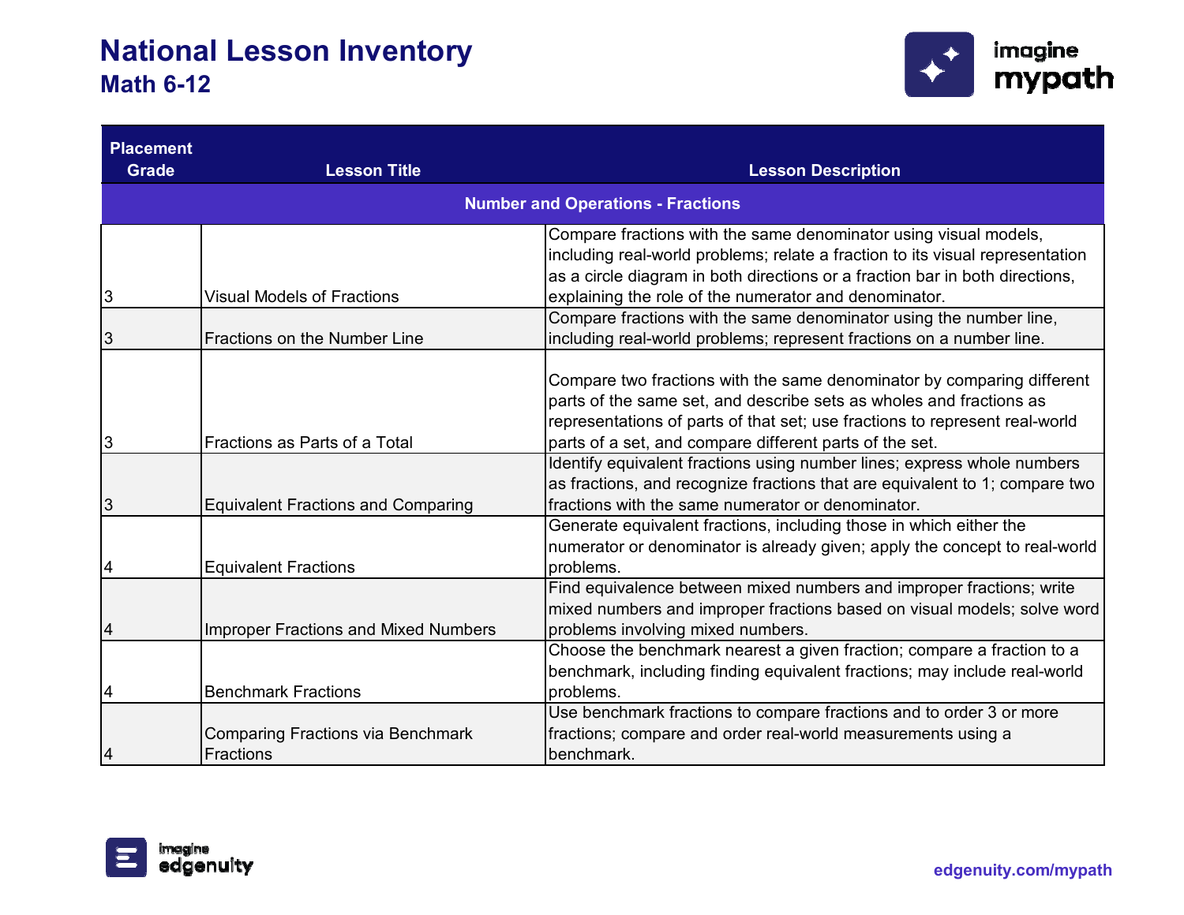# National Lesson Inventory
## Math 6-12

| Placement Grade | Lesson Title | Lesson Description |
| --- | --- | --- |
| **Number and Operations - Fractions** | | |
| 3 | Visual Models of Fractions | Compare fractions with the same denominator using visual models, including real-world problems; relate a fraction to its visual representation as a circle diagram in both directions or a fraction bar in both directions, explaining the role of the numerator and denominator. |
| 3 | Fractions on the Number Line | Compare fractions with the same denominator using the number line, including real-world problems; represent fractions on a number line. |
| 3 | Fractions as Parts of a Total | Compare two fractions with the same denominator by comparing different parts of the same set, and describe sets as wholes and fractions as representations of parts of that set; use fractions to represent real-world parts of a set, and compare different parts of the set. |
| 3 | Equivalent Fractions and Comparing | Identify equivalent fractions using number lines; express whole numbers as fractions, and recognize fractions that are equivalent to 1; compare two fractions with the same numerator or denominator. |
| 4 | Equivalent Fractions | Generate equivalent fractions, including those in which either the numerator or denominator is already given; apply the concept to real-world problems. |
| 4 | Improper Fractions and Mixed Numbers | Find equivalence between mixed numbers and improper fractions; write mixed numbers and improper fractions based on visual models; solve word problems involving mixed numbers. |
| 4 | Benchmark Fractions | Choose the benchmark nearest a given fraction; compare a fraction to a benchmark, including finding equivalent fractions; may include real-world problems. |
| 4 | Comparing Fractions via Benchmark Fractions | Use benchmark fractions to compare fractions and to order 3 or more fractions; compare and order real-world measurements using a benchmark. |

edgenuity.com/mypath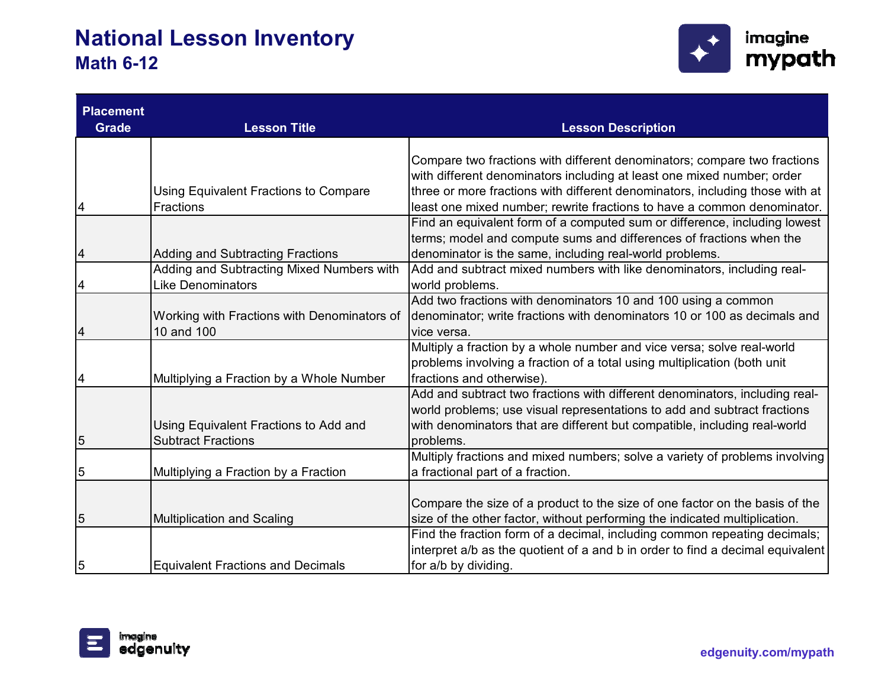# National Lesson Inventory
## Math 6-12

| Placement Grade | Lesson Title | Lesson Description |
|---|---|---|
| 4 | Using Equivalent Fractions to Compare Fractions | Compare two fractions with different denominators; compare two fractions with different denominators including at least one mixed number; order three or more fractions with different denominators, including those with at least one mixed number; rewrite fractions to have a common denominator. |
| 4 | Adding and Subtracting Fractions | Find an equivalent form of a computed sum or difference, including lowest terms; model and compute sums and differences of fractions when the denominator is the same, including real-world problems. |
| 4 | Adding and Subtracting Mixed Numbers with Like Denominators | Add and subtract mixed numbers with like denominators, including real-world problems. |
| 4 | Working with Fractions with Denominators of 10 and 100 | Add two fractions with denominators 10 and 100 using a common denominator; write fractions with denominators 10 or 100 as decimals and vice versa. |
| 4 | Multiplying a Fraction by a Whole Number | Multiply a fraction by a whole number and vice versa; solve real-world problems involving a fraction of a total using multiplication (both unit fractions and otherwise). |
| 5 | Using Equivalent Fractions to Add and Subtract Fractions | Add and subtract two fractions with different denominators, including real-world problems; use visual representations to add and subtract fractions with denominators that are different but compatible, including real-world problems. |
| 5 | Multiplying a Fraction by a Fraction | Multiply fractions and mixed numbers; solve a variety of problems involving a fractional part of a fraction. |
| 5 | Multiplication and Scaling | Compare the size of a product to the size of one factor on the basis of the size of the other factor, without performing the indicated multiplication. |
| 5 | Equivalent Fractions and Decimals | Find the fraction form of a decimal, including common repeating decimals; interpret a/b as the quotient of a and b in order to find a decimal equivalent for a/b by dividing. |

edgenuity.com/mypath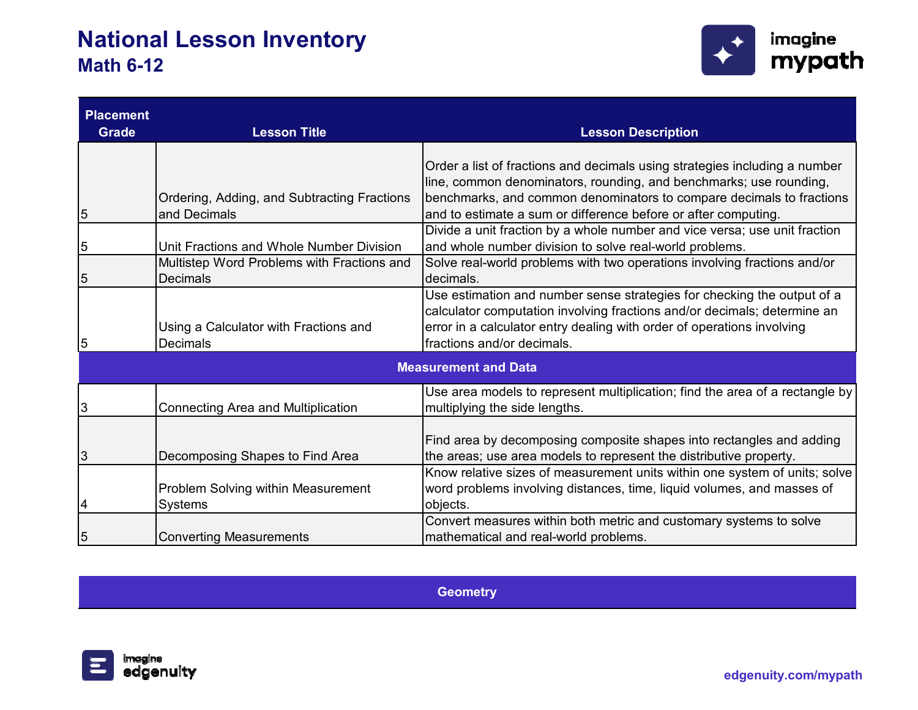# National Lesson Inventory
## Math 6-12

| Placement Grade | Lesson Title | Lesson Description |
|---|---|---|
| 5 | Ordering, Adding, and Subtracting Fractions and Decimals | Order a list of fractions and decimals using strategies including a number line, common denominators, rounding, and benchmarks; use rounding, benchmarks, and common denominators to compare decimals to fractions and to estimate a sum or difference before or after computing. |
| 5 | Unit Fractions and Whole Number Division | Divide a unit fraction by a whole number and vice versa; use unit fraction and whole number division to solve real-world problems. |
| 5 | Multistep Word Problems with Fractions and Decimals | Solve real-world problems with two operations involving fractions and/or decimals. |
| 5 | Using a Calculator with Fractions and Decimals | Use estimation and number sense strategies for checking the output of a calculator computation involving fractions and/or decimals; determine an error in a calculator entry dealing with order of operations involving fractions and/or decimals. |
| **Measurement and Data** | | |
| 3 | Connecting Area and Multiplication | Use area models to represent multiplication; find the area of a rectangle by multiplying the side lengths. |
| 3 | Decomposing Shapes to Find Area | Find area by decomposing composite shapes into rectangles and adding the areas; use area models to represent the distributive property. |
| 4 | Problem Solving within Measurement Systems | Know relative sizes of measurement units within one system of units; solve word problems involving distances, time, liquid volumes, and masses of objects. |
| 5 | Converting Measurements | Convert measures within both metric and customary systems to solve mathematical and real-world problems. |

**Geometry**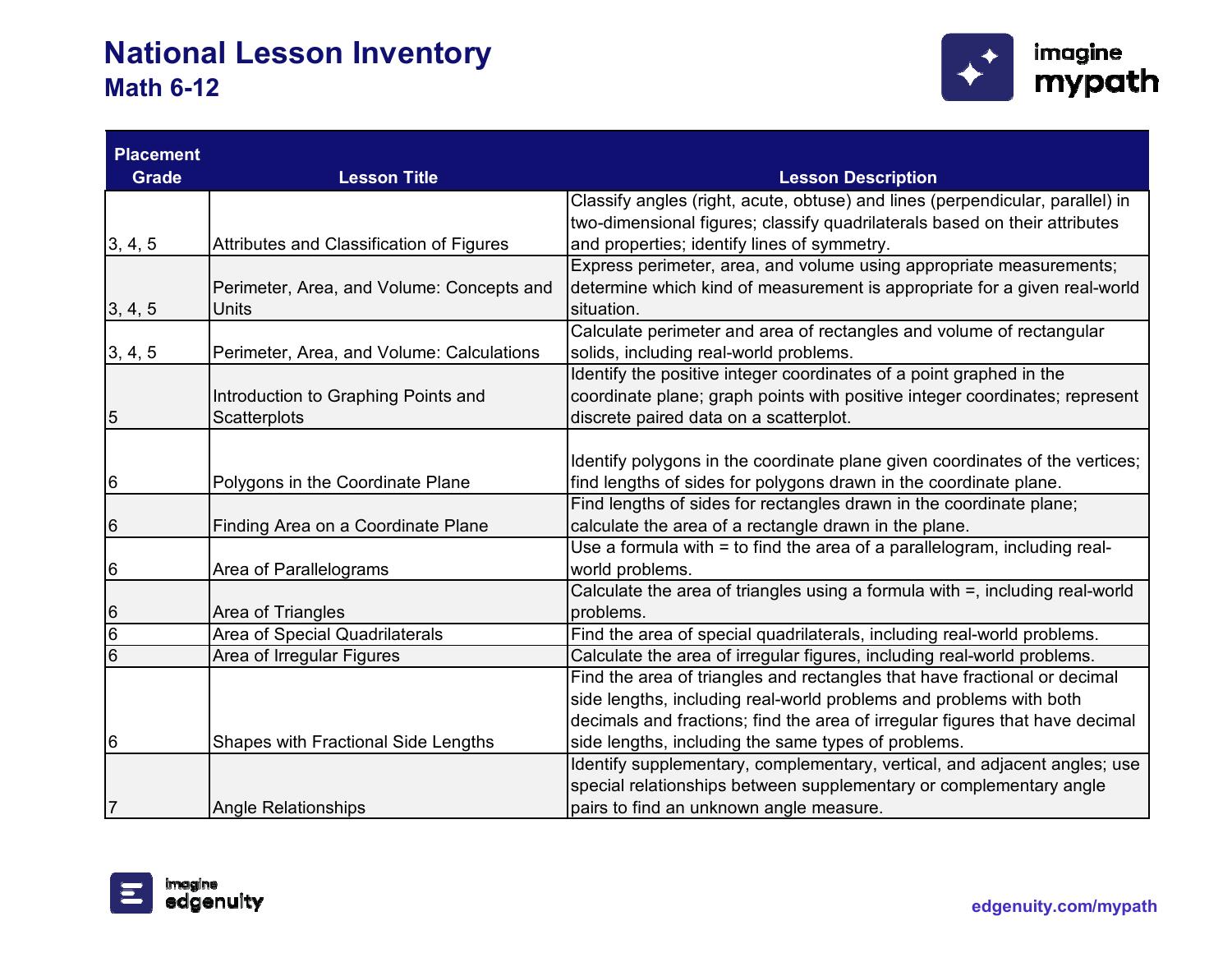# National Lesson Inventory

## Math 6-12

| Placement Grade | Lesson Title | Lesson Description |
| --- | --- | --- |
| 3, 4, 5 | Attributes and Classification of Figures | Classify angles (right, acute, obtuse) and lines (perpendicular, parallel) in two-dimensional figures; classify quadrilaterals based on their attributes and properties; identify lines of symmetry. |
| 3, 4, 5 | Perimeter, Area, and Volume: Concepts and Units | Express perimeter, area, and volume using appropriate measurements; determine which kind of measurement is appropriate for a given real-world situation. |
| 3, 4, 5 | Perimeter, Area, and Volume: Calculations | Calculate perimeter and area of rectangles and volume of rectangular solids, including real-world problems. |
| 5 | Introduction to Graphing Points and Scatterplots | Identify the positive integer coordinates of a point graphed in the coordinate plane; graph points with positive integer coordinates; represent discrete paired data on a scatterplot. |
| 6 | Polygons in the Coordinate Plane | Identify polygons in the coordinate plane given coordinates of the vertices; find lengths of sides for polygons drawn in the coordinate plane. |
| 6 | Finding Area on a Coordinate Plane | Find lengths of sides for rectangles drawn in the coordinate plane; calculate the area of a rectangle drawn in the plane. |
| 6 | Area of Parallelograms | Use a formula with = to find the area of a parallelogram, including real-world problems. |
| 6 | Area of Triangles | Calculate the area of triangles using a formula with =, including real-world problems. |
| 6 | Area of Special Quadrilaterals | Find the area of special quadrilaterals, including real-world problems. |
| 6 | Area of Irregular Figures | Calculate the area of irregular figures, including real-world problems. |
| 6 | Shapes with Fractional Side Lengths | Find the area of triangles and rectangles that have fractional or decimal side lengths, including real-world problems and problems with both decimals and fractions; find the area of irregular figures that have decimal side lengths, including the same types of problems. |
| 7 | Angle Relationships | Identify supplementary, complementary, vertical, and adjacent angles; use special relationships between supplementary or complementary angle pairs to find an unknown angle measure. |

edgenuity.com/mypath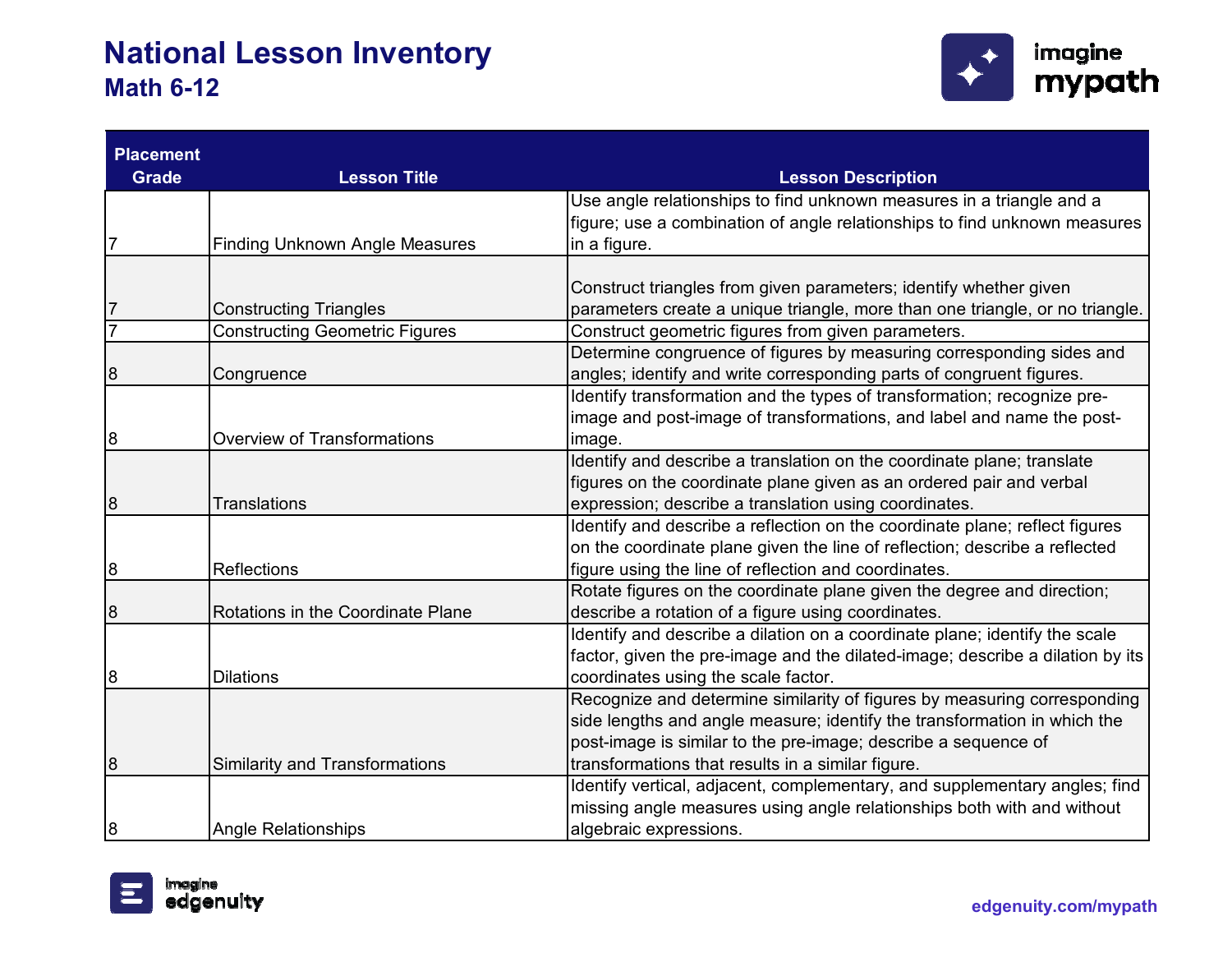# National Lesson Inventory

## Math 6-12

| Placement Grade | Lesson Title | Lesson Description |
|---|---|---|
| 7 | Finding Unknown Angle Measures | Use angle relationships to find unknown measures in a triangle and a figure; use a combination of angle relationships to find unknown measures in a figure. |
| 7 | Constructing Triangles | Construct triangles from given parameters; identify whether given parameters create a unique triangle, more than one triangle, or no triangle. |
| 7 | Constructing Geometric Figures | Construct geometric figures from given parameters. |
| 8 | Congruence | Determine congruence of figures by measuring corresponding sides and angles; identify and write corresponding parts of congruent figures. |
| 8 | Overview of Transformations | Identify transformation and the types of transformation; recognize pre-image and post-image of transformations, and label and name the post-image. |
| 8 | Translations | Identify and describe a translation on the coordinate plane; translate figures on the coordinate plane given as an ordered pair and verbal expression; describe a translation using coordinates. |
| 8 | Reflections | Identify and describe a reflection on the coordinate plane; reflect figures on the coordinate plane given the line of reflection; describe a reflected figure using the line of reflection and coordinates. |
| 8 | Rotations in the Coordinate Plane | Rotate figures on the coordinate plane given the degree and direction; describe a rotation of a figure using coordinates. |
| 8 | Dilations | Identify and describe a dilation on a coordinate plane; identify the scale factor, given the pre-image and the dilated-image; describe a dilation by its coordinates using the scale factor. |
| 8 | Similarity and Transformations | Recognize and determine similarity of figures by measuring corresponding side lengths and angle measure; identify the transformation in which the post-image is similar to the pre-image; describe a sequence of transformations that results in a similar figure. |
| 8 | Angle Relationships | Identify vertical, adjacent, complementary, and supplementary angles; find missing angle measures using angle relationships both with and without algebraic expressions. |

edgenuity.com/mypath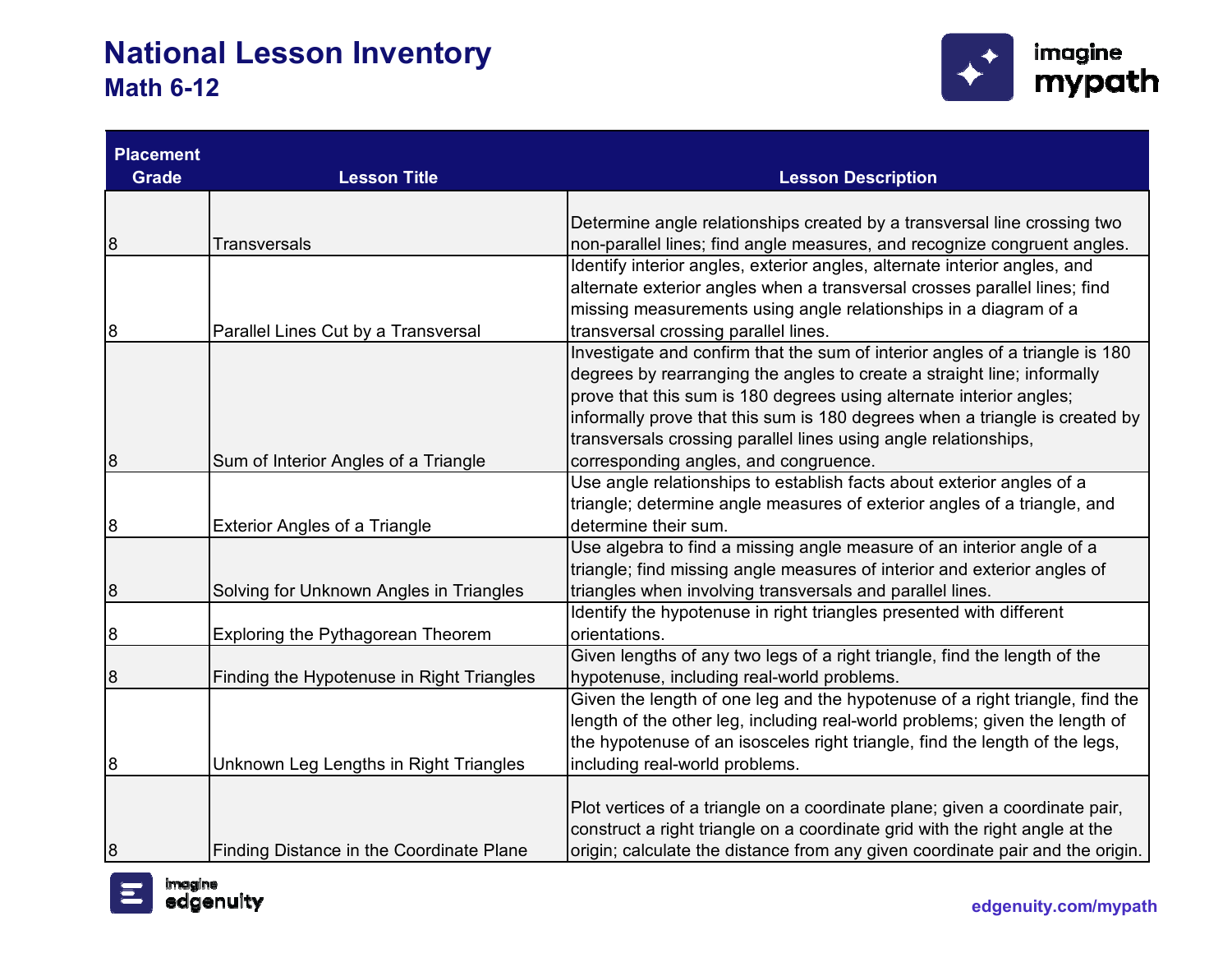# National Lesson Inventory
## Math 6-12

| Placement Grade | Lesson Title | Lesson Description |
|---|---|---|
| 8 | Transversals | Determine angle relationships created by a transversal line crossing two non-parallel lines; find angle measures, and recognize congruent angles. |
| 8 | Parallel Lines Cut by a Transversal | Identify interior angles, exterior angles, alternate interior angles, and alternate exterior angles when a transversal crosses parallel lines; find missing measurements using angle relationships in a diagram of a transversal crossing parallel lines. |
| 8 | Sum of Interior Angles of a Triangle | Investigate and confirm that the sum of interior angles of a triangle is 180 degrees by rearranging the angles to create a straight line; informally prove that this sum is 180 degrees using alternate interior angles; informally prove that this sum is 180 degrees when a triangle is created by transversals crossing parallel lines using angle relationships, corresponding angles, and congruence. |
| 8 | Exterior Angles of a Triangle | Use angle relationships to establish facts about exterior angles of a triangle; determine angle measures of exterior angles of a triangle, and determine their sum. |
| 8 | Solving for Unknown Angles in Triangles | Use algebra to find a missing angle measure of an interior angle of a triangle; find missing angle measures of interior and exterior angles of triangles when involving transversals and parallel lines. |
| 8 | Exploring the Pythagorean Theorem | Identify the hypotenuse in right triangles presented with different orientations. |
| 8 | Finding the Hypotenuse in Right Triangles | Given lengths of any two legs of a right triangle, find the length of the hypotenuse, including real-world problems. |
| 8 | Unknown Leg Lengths in Right Triangles | Given the length of one leg and the hypotenuse of a right triangle, find the length of the other leg, including real-world problems; given the length of the hypotenuse of an isosceles right triangle, find the length of the legs, including real-world problems. |
| 8 | Finding Distance in the Coordinate Plane | Plot vertices of a triangle on a coordinate plane; given a coordinate pair, construct a right triangle on a coordinate grid with the right angle at the origin; calculate the distance from any given coordinate pair and the origin. |

edgenuity.com/mypath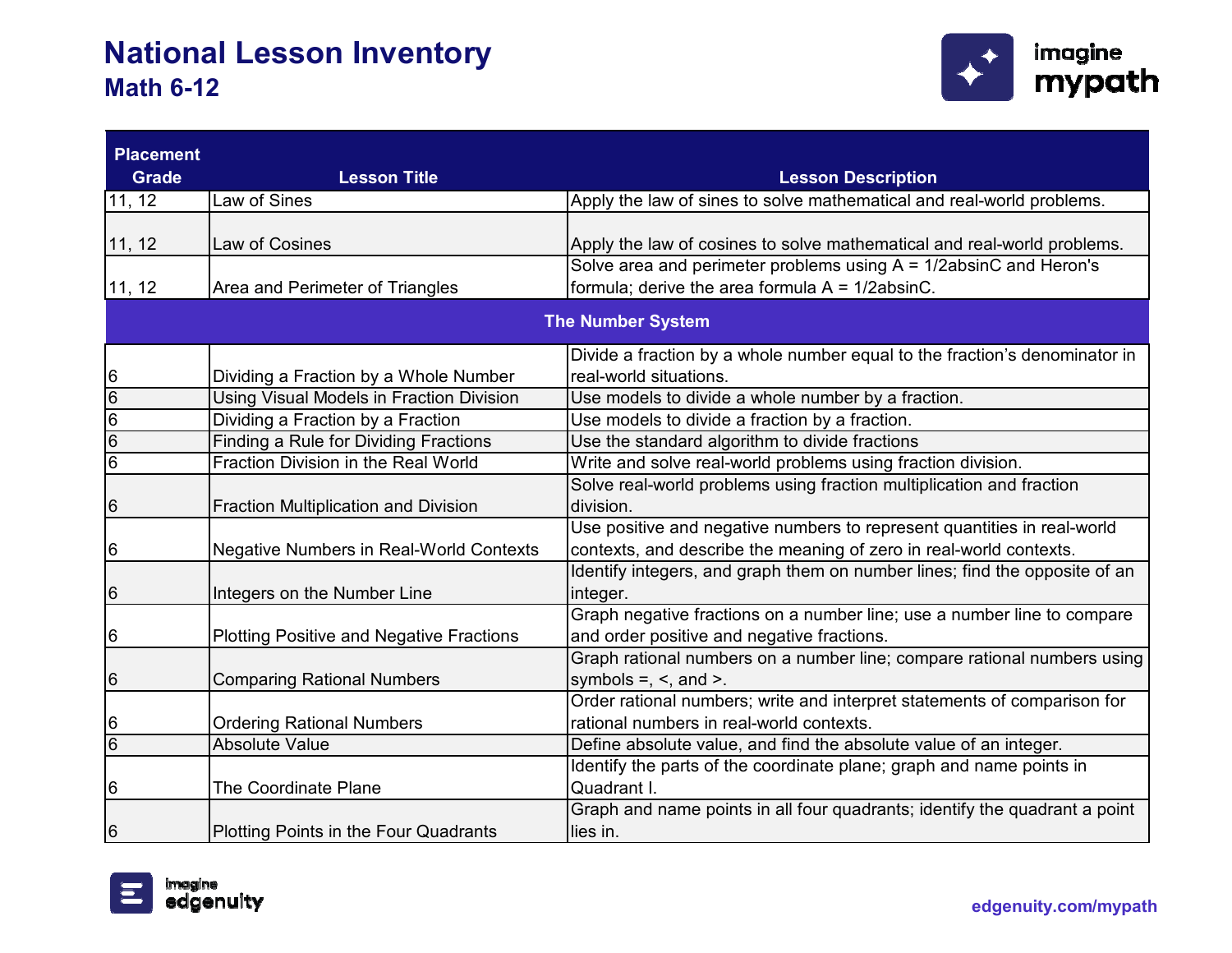# National Lesson Inventory
## Math 6-12

| Placement Grade | Lesson Title | Lesson Description |
|---|---|---|
| 11, 12 | Law of Sines | Apply the law of sines to solve mathematical and real-world problems. |
| 11, 12 | Law of Cosines | Apply the law of cosines to solve mathematical and real-world problems. |
| 11, 12 | Area and Perimeter of Triangles | Solve area and perimeter problems using A = 1/2absinC and Heron's formula; derive the area formula A = 1/2absinC. |
| | **The Number System** | |
| 6 | Dividing a Fraction by a Whole Number | Divide a fraction by a whole number equal to the fraction's denominator in real-world situations. |
| 6 | Using Visual Models in Fraction Division | Use models to divide a whole number by a fraction. |
| 6 | Dividing a Fraction by a Fraction | Use models to divide a fraction by a fraction. |
| 6 | Finding a Rule for Dividing Fractions | Use the standard algorithm to divide fractions |
| 6 | Fraction Division in the Real World | Write and solve real-world problems using fraction division. |
| 6 | Fraction Multiplication and Division | Solve real-world problems using fraction multiplication and fraction division. |
| 6 | Negative Numbers in Real-World Contexts | Use positive and negative numbers to represent quantities in real-world contexts, and describe the meaning of zero in real-world contexts. |
| 6 | Integers on the Number Line | Identify integers, and graph them on number lines; find the opposite of an integer. |
| 6 | Plotting Positive and Negative Fractions | Graph negative fractions on a number line; use a number line to compare and order positive and negative fractions. |
| 6 | Comparing Rational Numbers | Graph rational numbers on a number line; compare rational numbers using symbols =, <, and >. |
| 6 | Ordering Rational Numbers | Order rational numbers; write and interpret statements of comparison for rational numbers in real-world contexts. |
| 6 | Absolute Value | Define absolute value, and find the absolute value of an integer. |
| 6 | The Coordinate Plane | Identify the parts of the coordinate plane; graph and name points in Quadrant I. |
| 6 | Plotting Points in the Four Quadrants | Graph and name points in all four quadrants; identify the quadrant a point lies in. |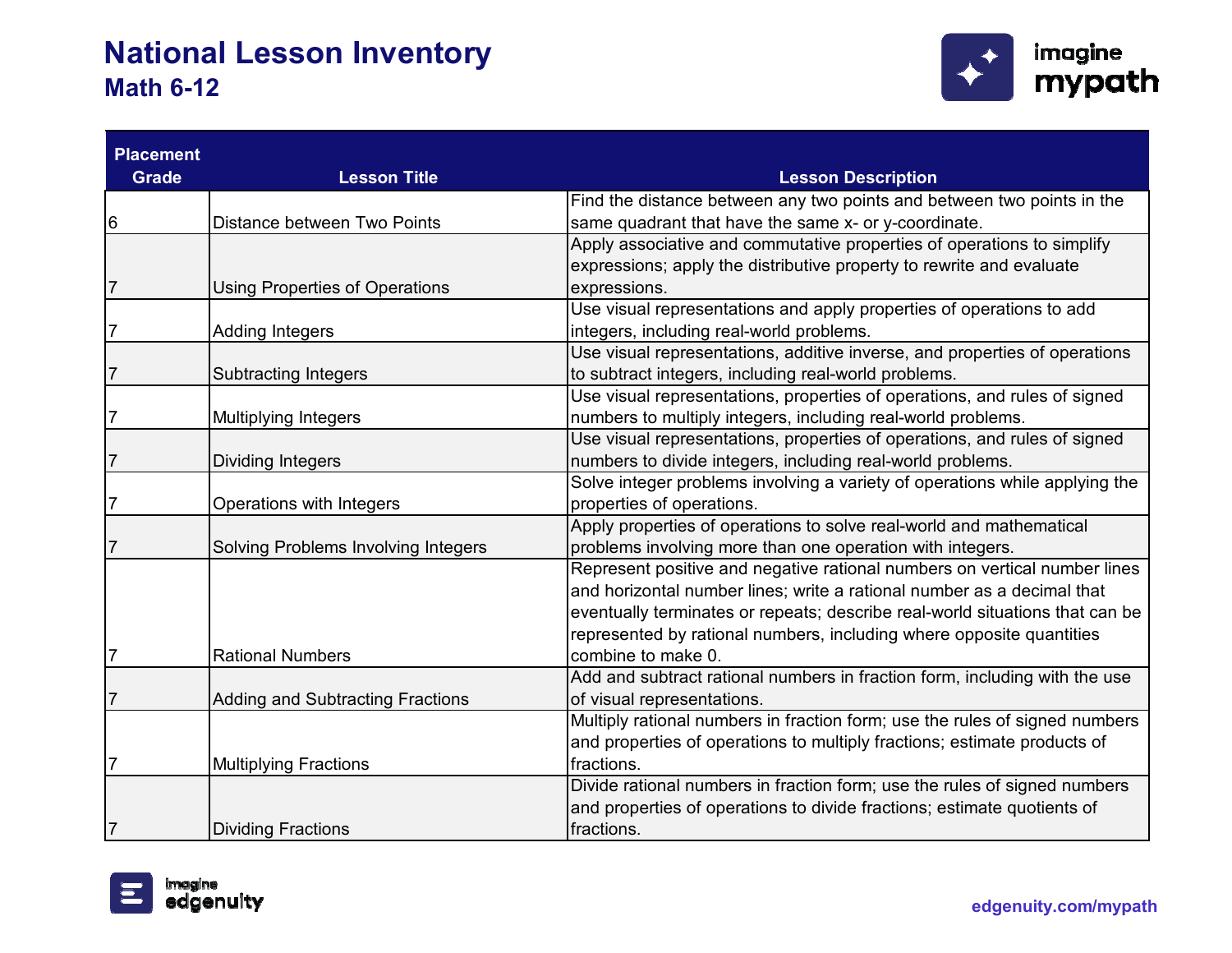# National Lesson Inventory

## Math 6-12

| Placement Grade | Lesson Title | Lesson Description |
| --- | --- | --- |
| 6 | Distance between Two Points | Find the distance between any two points and between two points in the same quadrant that have the same x- or y-coordinate. |
| 7 | Using Properties of Operations | Apply associative and commutative properties of operations to simplify expressions; apply the distributive property to rewrite and evaluate expressions. |
| 7 | Adding Integers | Use visual representations and apply properties of operations to add integers, including real-world problems. |
| 7 | Subtracting Integers | Use visual representations, additive inverse, and properties of operations to subtract integers, including real-world problems. |
| 7 | Multiplying Integers | Use visual representations, properties of operations, and rules of signed numbers to multiply integers, including real-world problems. |
| 7 | Dividing Integers | Use visual representations, properties of operations, and rules of signed numbers to divide integers, including real-world problems. |
| 7 | Operations with Integers | Solve integer problems involving a variety of operations while applying the properties of operations. |
| 7 | Solving Problems Involving Integers | Apply properties of operations to solve real-world and mathematical problems involving more than one operation with integers. |
| 7 | Rational Numbers | Represent positive and negative rational numbers on vertical number lines and horizontal number lines; write a rational number as a decimal that eventually terminates or repeats; describe real-world situations that can be represented by rational numbers, including where opposite quantities combine to make 0. |
| 7 | Adding and Subtracting Fractions | Add and subtract rational numbers in fraction form, including with the use of visual representations. |
| 7 | Multiplying Fractions | Multiply rational numbers in fraction form; use the rules of signed numbers and properties of operations to multiply fractions; estimate products of fractions. |
| 7 | Dividing Fractions | Divide rational numbers in fraction form; use the rules of signed numbers and properties of operations to divide fractions; estimate quotients of fractions. |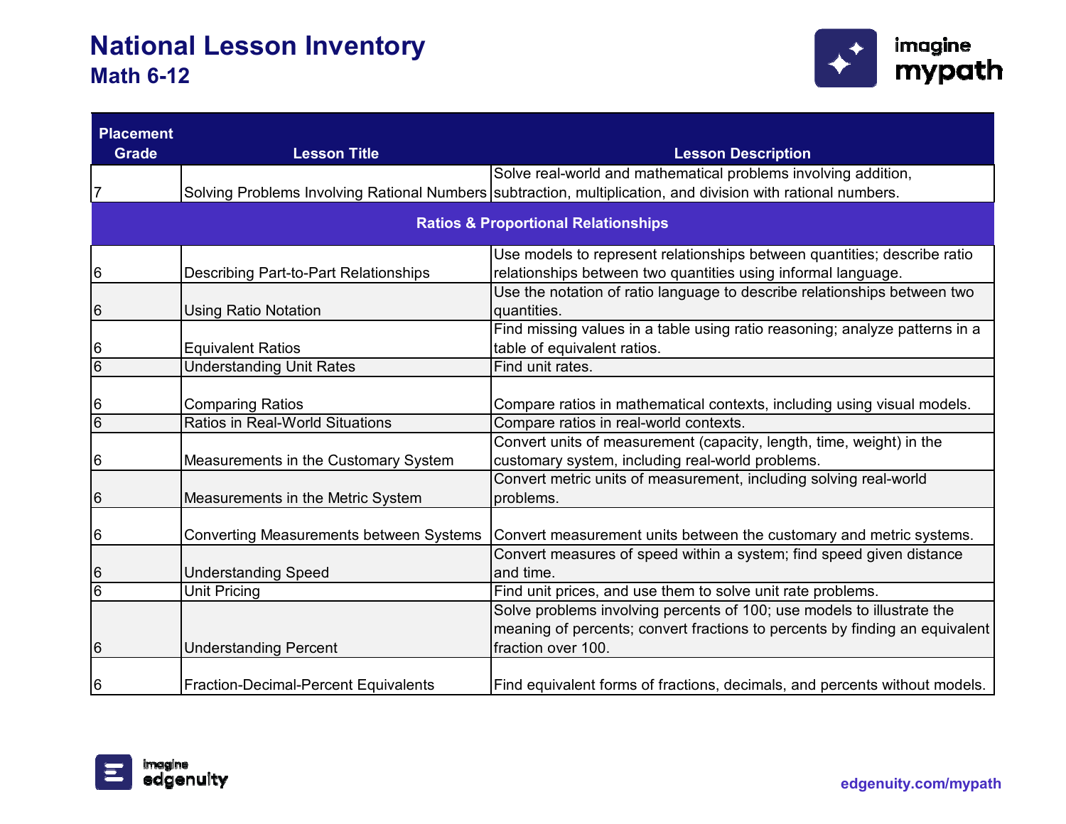# National Lesson Inventory

## Math 6-12

| Placement Grade | Lesson Title | Lesson Description |
|---|---|---|
| 7 | Solving Problems Involving Rational Numbers | Solve real-world and mathematical problems involving addition, subtraction, multiplication, and division with rational numbers. |
| **Ratios & Proportional Relationships** | | |
| 6 | Describing Part-to-Part Relationships | Use models to represent relationships between quantities; describe ratio relationships between two quantities using informal language. |
| 6 | Using Ratio Notation | Use the notation of ratio language to describe relationships between two quantities. |
| 6 | Equivalent Ratios | Find missing values in a table using ratio reasoning; analyze patterns in a table of equivalent ratios. |
| 6 | Understanding Unit Rates | Find unit rates. |
| 6 | Comparing Ratios | Compare ratios in mathematical contexts, including using visual models. |
| 6 | Ratios in Real-World Situations | Compare ratios in real-world contexts. |
| 6 | Measurements in the Customary System | Convert units of measurement (capacity, length, time, weight) in the customary system, including real-world problems. |
| 6 | Measurements in the Metric System | Convert metric units of measurement, including solving real-world problems. |
| 6 | Converting Measurements between Systems | Convert measurement units between the customary and metric systems. |
| 6 | Understanding Speed | Convert measures of speed within a system; find speed given distance and time. |
| 6 | Unit Pricing | Find unit prices, and use them to solve unit rate problems. |
| 6 | Understanding Percent | Solve problems involving percents of 100; use models to illustrate the meaning of percents; convert fractions to percents by finding an equivalent fraction over 100. |
| 6 | Fraction-Decimal-Percent Equivalents | Find equivalent forms of fractions, decimals, and percents without models. |

edgenuity.com/mypath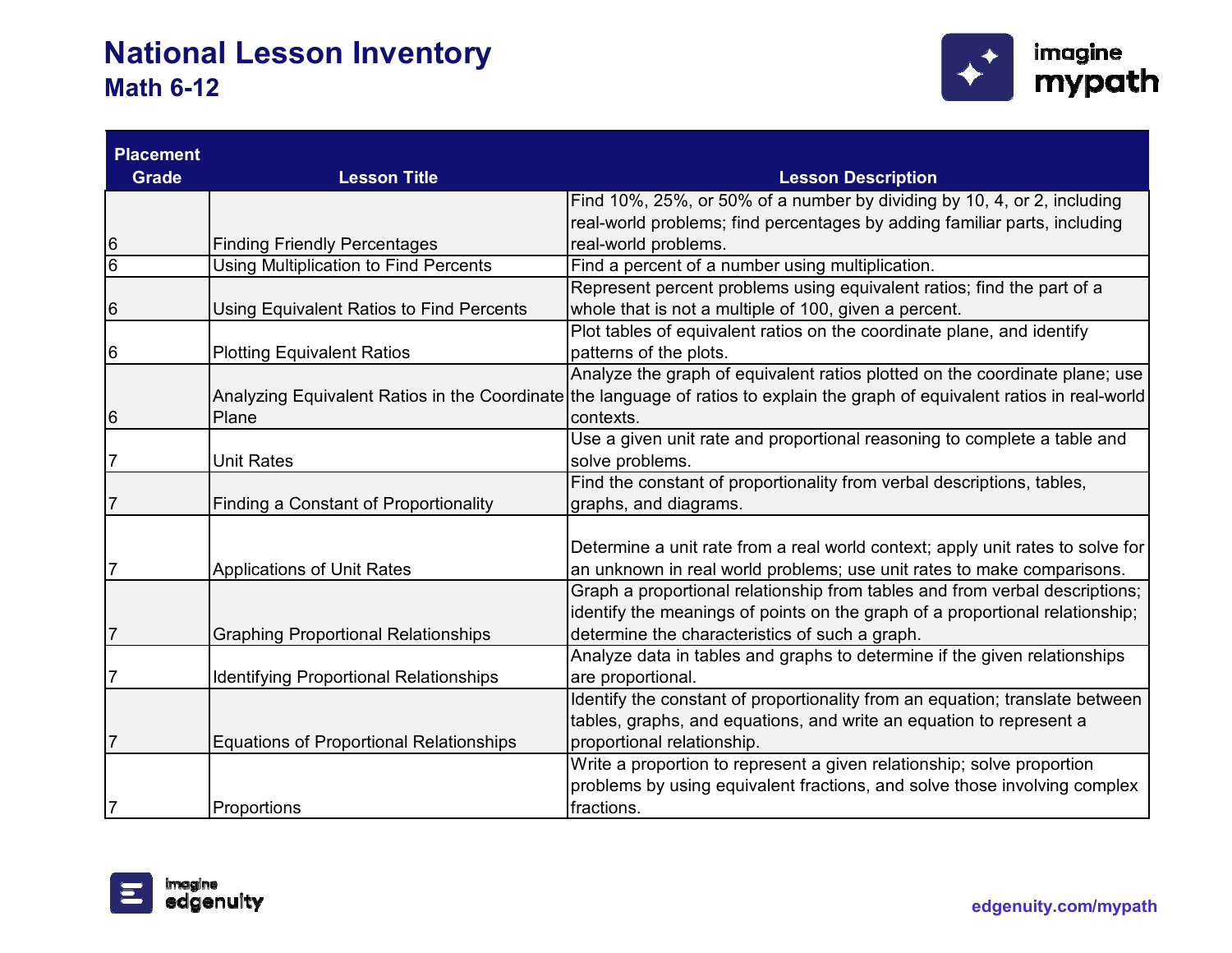# National Lesson Inventory

## Math 6-12

| Placement Grade | Lesson Title | Lesson Description |
|---|---|---|
| 6 | Finding Friendly Percentages | Find 10%, 25%, or 50% of a number by dividing by 10, 4, or 2, including real-world problems; find percentages by adding familiar parts, including real-world problems. |
| 6 | Using Multiplication to Find Percents | Find a percent of a number using multiplication. |
| 6 | Using Equivalent Ratios to Find Percents | Represent percent problems using equivalent ratios; find the part of a whole that is not a multiple of 100, given a percent. |
| 6 | Plotting Equivalent Ratios | Plot tables of equivalent ratios on the coordinate plane, and identify patterns of the plots. |
| 6 | Analyzing Equivalent Ratios in the Coordinate Plane | Analyze the graph of equivalent ratios plotted on the coordinate plane; use the language of ratios to explain the graph of equivalent ratios in real-world contexts. |
| 7 | Unit Rates | Use a given unit rate and proportional reasoning to complete a table and solve problems. |
| 7 | Finding a Constant of Proportionality | Find the constant of proportionality from verbal descriptions, tables, graphs, and diagrams. |
| 7 | Applications of Unit Rates | Determine a unit rate from a real world context; apply unit rates to solve for an unknown in real world problems; use unit rates to make comparisons. |
| 7 | Graphing Proportional Relationships | Graph a proportional relationship from tables and from verbal descriptions; identify the meanings of points on the graph of a proportional relationship; determine the characteristics of such a graph. |
| 7 | Identifying Proportional Relationships | Analyze data in tables and graphs to determine if the given relationships are proportional. |
| 7 | Equations of Proportional Relationships | Identify the constant of proportionality from an equation; translate between tables, graphs, and equations, and write an equation to represent a proportional relationship. |
| 7 | Proportions | Write a proportion to represent a given relationship; solve proportion problems by using equivalent fractions, and solve those involving complex fractions. |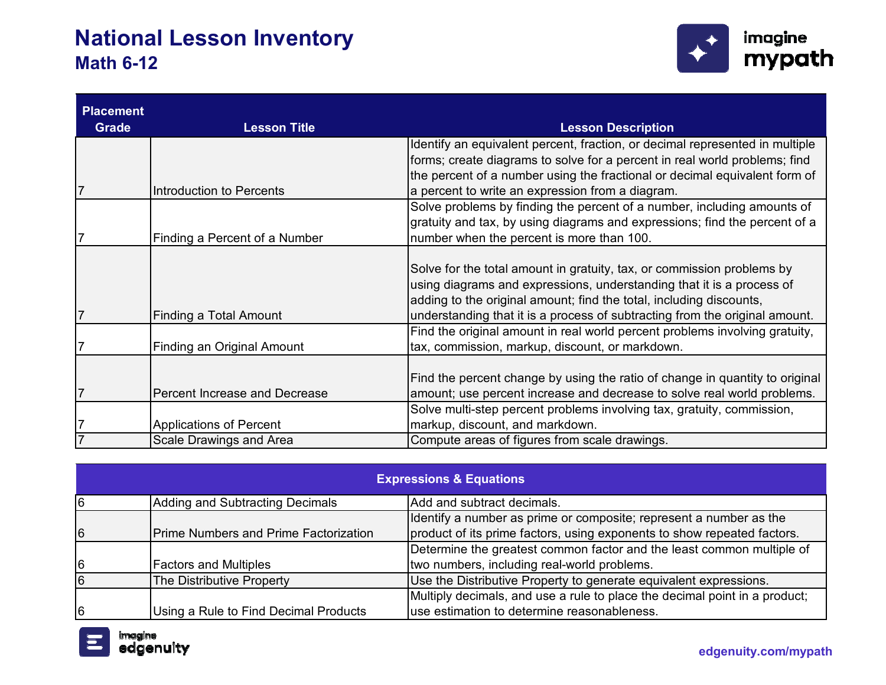# National Lesson Inventory

## Math 6-12

| Placement Grade | Lesson Title | Lesson Description |
|---|---|---|
| 7 | Introduction to Percents | Identify an equivalent percent, fraction, or decimal represented in multiple forms; create diagrams to solve for a percent in real world problems; find the percent of a number using the fractional or decimal equivalent form of a percent to write an expression from a diagram. |
| 7 | Finding a Percent of a Number | Solve problems by finding the percent of a number, including amounts of gratuity and tax, by using diagrams and expressions; find the percent of a number when the percent is more than 100. |
| 7 | Finding a Total Amount | Solve for the total amount in gratuity, tax, or commission problems by using diagrams and expressions, understanding that it is a process of adding to the original amount; find the total, including discounts, understanding that it is a process of subtracting from the original amount. |
| 7 | Finding an Original Amount | Find the original amount in real world percent problems involving gratuity, tax, commission, markup, discount, or markdown. |
| 7 | Percent Increase and Decrease | Find the percent change by using the ratio of change in quantity to original amount; use percent increase and decrease to solve real world problems. |
| 7 | Applications of Percent | Solve multi-step percent problems involving tax, gratuity, commission, markup, discount, and markdown. |
| 7 | Scale Drawings and Area | Compute areas of figures from scale drawings. |

| Expressions & Equations | | |
|---|---|---|
| 6 | Adding and Subtracting Decimals | Add and subtract decimals. |
| 6 | Prime Numbers and Prime Factorization | Identify a number as prime or composite; represent a number as the product of its prime factors, using exponents to show repeated factors. |
| 6 | Factors and Multiples | Determine the greatest common factor and the least common multiple of two numbers, including real-world problems. |
| 6 | The Distributive Property | Use the Distributive Property to generate equivalent expressions. |
| 6 | Using a Rule to Find Decimal Products | Multiply decimals, and use a rule to place the decimal point in a product; use estimation to determine reasonableness. |

edgenuity.com/mypath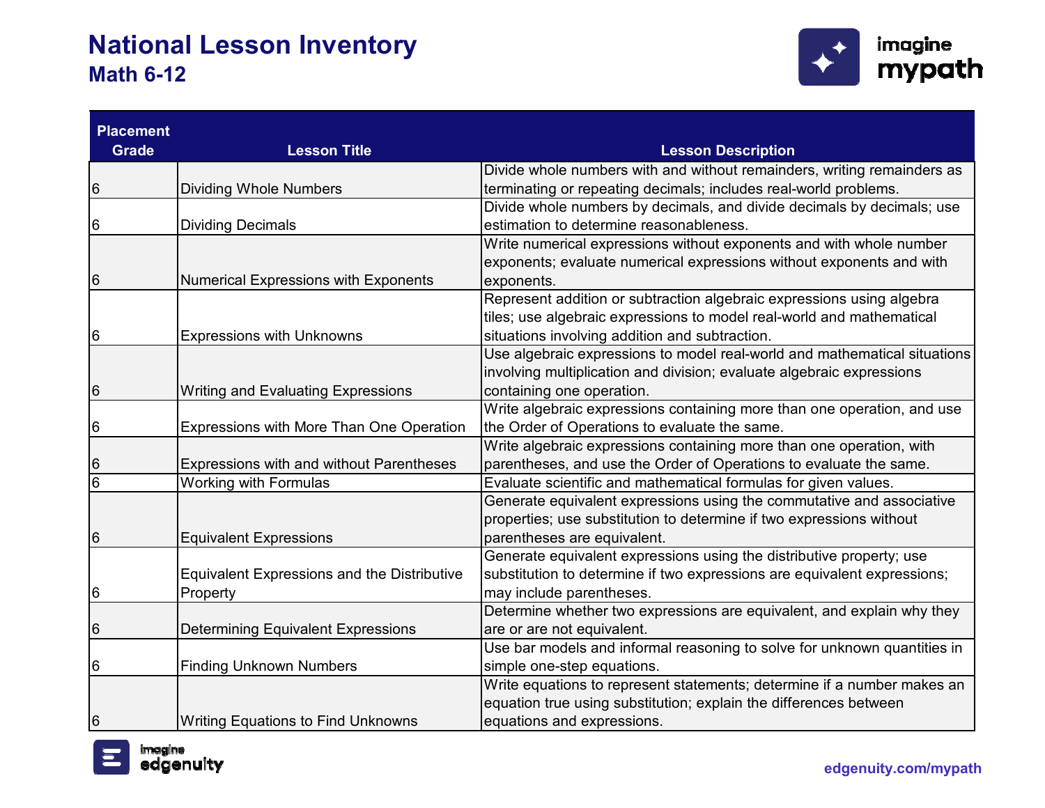# National Lesson Inventory

## Math 6-12

| Placement Grade | Lesson Title | Lesson Description |
|---|---|---|
| 6 | Dividing Whole Numbers | Divide whole numbers with and without remainders, writing remainders as terminating or repeating decimals; includes real-world problems. |
| 6 | Dividing Decimals | Divide whole numbers by decimals, and divide decimals by decimals; use estimation to determine reasonableness. |
| 6 | Numerical Expressions with Exponents | Write numerical expressions without exponents and with whole number exponents; evaluate numerical expressions without exponents and with exponents. |
| 6 | Expressions with Unknowns | Represent addition or subtraction algebraic expressions using algebra tiles; use algebraic expressions to model real-world and mathematical situations involving addition and subtraction. |
| 6 | Writing and Evaluating Expressions | Use algebraic expressions to model real-world and mathematical situations involving multiplication and division; evaluate algebraic expressions containing one operation. |
| 6 | Expressions with More Than One Operation | Write algebraic expressions containing more than one operation, and use the Order of Operations to evaluate the same. |
| 6 | Expressions with and without Parentheses | Write algebraic expressions containing more than one operation, with parentheses, and use the Order of Operations to evaluate the same. |
| 6 | Working with Formulas | Evaluate scientific and mathematical formulas for given values. |
| 6 | Equivalent Expressions | Generate equivalent expressions using the commutative and associative properties; use substitution to determine if two expressions without parentheses are equivalent. |
| 6 | Equivalent Expressions and the Distributive Property | Generate equivalent expressions using the distributive property; use substitution to determine if two expressions are equivalent expressions; may include parentheses. |
| 6 | Determining Equivalent Expressions | Determine whether two expressions are equivalent, and explain why they are or are not equivalent. |
| 6 | Finding Unknown Numbers | Use bar models and informal reasoning to solve for unknown quantities in simple one-step equations. |
| 6 | Writing Equations to Find Unknowns | Write equations to represent statements; determine if a number makes an equation true using substitution; explain the differences between equations and expressions. |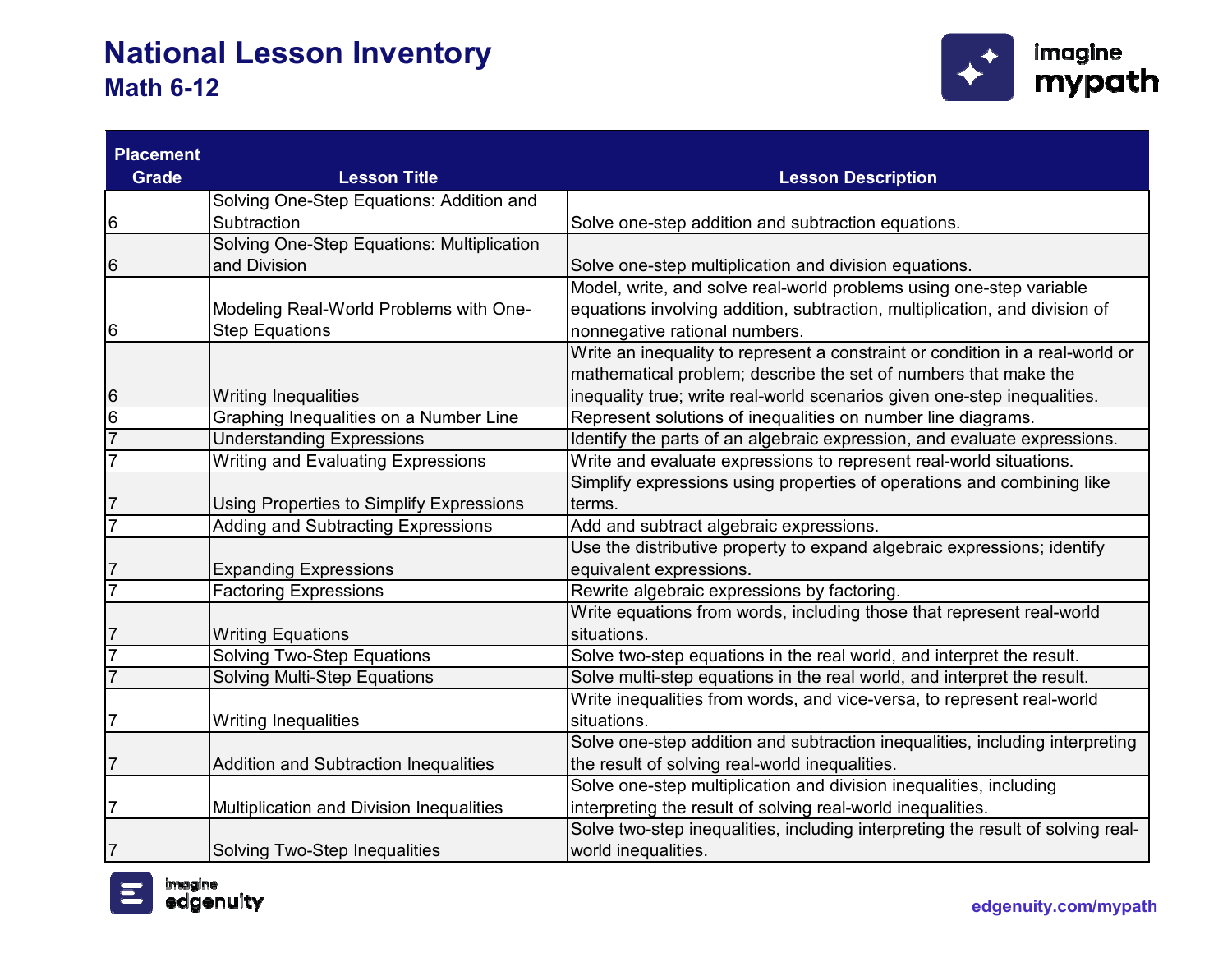# National Lesson Inventory

## Math 6-12

| Placement Grade | Lesson Title | Lesson Description |
|---|---|---|
| 6 | Solving One-Step Equations: Addition and Subtraction | Solve one-step addition and subtraction equations. |
| 6 | Solving One-Step Equations: Multiplication and Division | Solve one-step multiplication and division equations. |
| 6 | Modeling Real-World Problems with One-Step Equations | Model, write, and solve real-world problems using one-step variable equations involving addition, subtraction, multiplication, and division of nonnegative rational numbers. |
| 6 | Writing Inequalities | Write an inequality to represent a constraint or condition in a real-world or mathematical problem; describe the set of numbers that make the inequality true; write real-world scenarios given one-step inequalities. |
| 6 | Graphing Inequalities on a Number Line | Represent solutions of inequalities on number line diagrams. |
| 7 | Understanding Expressions | Identify the parts of an algebraic expression, and evaluate expressions. |
| 7 | Writing and Evaluating Expressions | Write and evaluate expressions to represent real-world situations. |
| 7 | Using Properties to Simplify Expressions | Simplify expressions using properties of operations and combining like terms. |
| 7 | Adding and Subtracting Expressions | Add and subtract algebraic expressions. |
| 7 | Expanding Expressions | Use the distributive property to expand algebraic expressions; identify equivalent expressions. |
| 7 | Factoring Expressions | Rewrite algebraic expressions by factoring. |
| 7 | Writing Equations | Write equations from words, including those that represent real-world situations. |
| 7 | Solving Two-Step Equations | Solve two-step equations in the real world, and interpret the result. |
| 7 | Solving Multi-Step Equations | Solve multi-step equations in the real world, and interpret the result. |
| 7 | Writing Inequalities | Write inequalities from words, and vice-versa, to represent real-world situations. |
| 7 | Addition and Subtraction Inequalities | Solve one-step addition and subtraction inequalities, including interpreting the result of solving real-world inequalities. |
| 7 | Multiplication and Division Inequalities | Solve one-step multiplication and division inequalities, including interpreting the result of solving real-world inequalities. |
| 7 | Solving Two-Step Inequalities | Solve two-step inequalities, including interpreting the result of solving real-world inequalities. |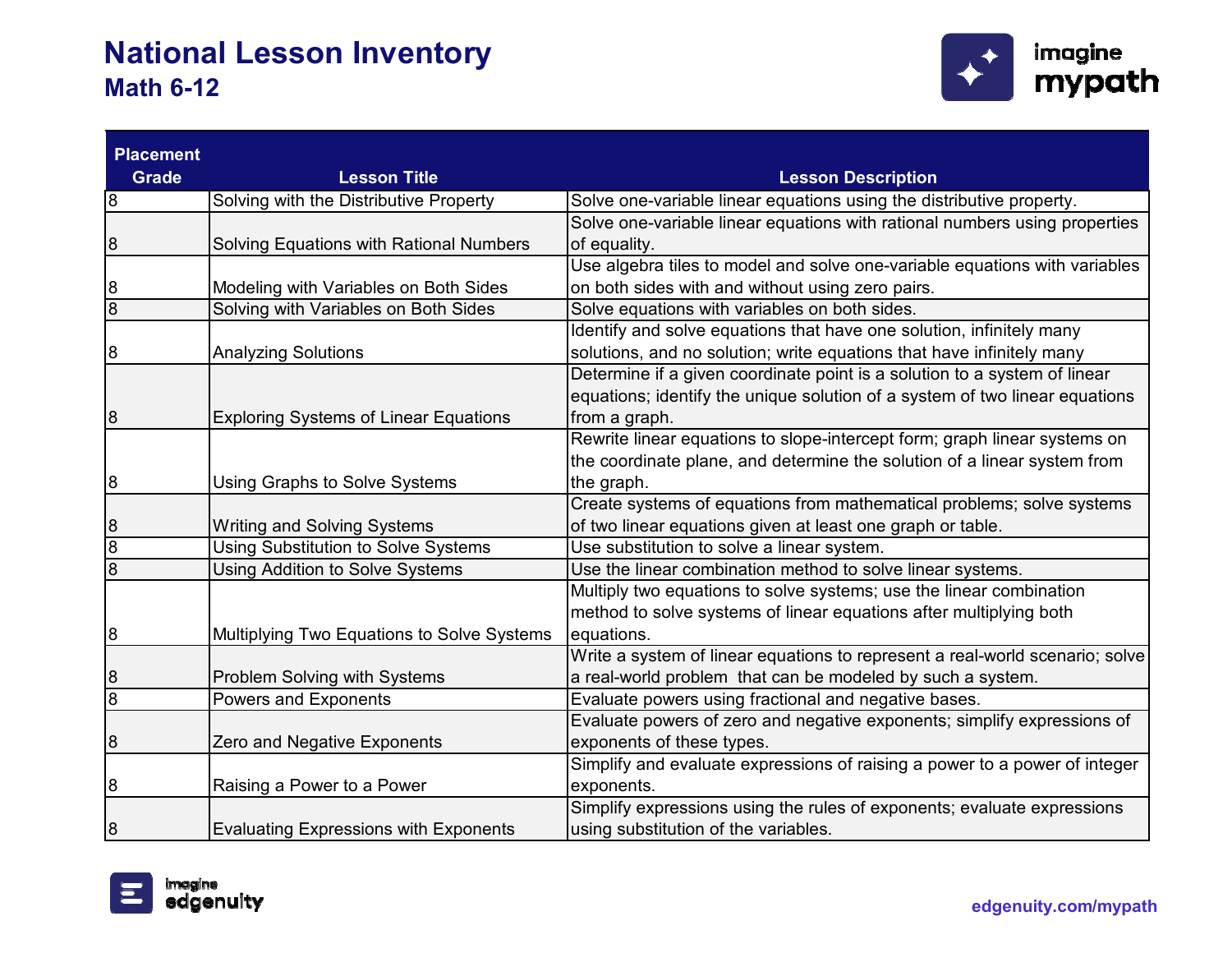# National Lesson Inventory

## Math 6-12

| Placement Grade | Lesson Title | Lesson Description |
|---|---|---|
| 8 | Solving with the Distributive Property | Solve one-variable linear equations using the distributive property. |
| 8 | Solving Equations with Rational Numbers | Solve one-variable linear equations with rational numbers using properties of equality. |
| 8 | Modeling with Variables on Both Sides | Use algebra tiles to model and solve one-variable equations with variables on both sides with and without using zero pairs. |
| 8 | Solving with Variables on Both Sides | Solve equations with variables on both sides. |
| 8 | Analyzing Solutions | Identify and solve equations that have one solution, infinitely many solutions, and no solution; write equations that have infinitely many |
| 8 | Exploring Systems of Linear Equations | Determine if a given coordinate point is a solution to a system of linear equations; identify the unique solution of a system of two linear equations from a graph. |
| 8 | Using Graphs to Solve Systems | Rewrite linear equations to slope-intercept form; graph linear systems on the coordinate plane, and determine the solution of a linear system from the graph. |
| 8 | Writing and Solving Systems | Create systems of equations from mathematical problems; solve systems of two linear equations given at least one graph or table. |
| 8 | Using Substitution to Solve Systems | Use substitution to solve a linear system. |
| 8 | Using Addition to Solve Systems | Use the linear combination method to solve linear systems. |
| 8 | Multiplying Two Equations to Solve Systems | Multiply two equations to solve systems; use the linear combination method to solve systems of linear equations after multiplying both equations. |
| 8 | Problem Solving with Systems | Write a system of linear equations to represent a real-world scenario; solve a real-world problem that can be modeled by such a system. |
| 8 | Powers and Exponents | Evaluate powers using fractional and negative bases. |
| 8 | Zero and Negative Exponents | Evaluate powers of zero and negative exponents; simplify expressions of exponents of these types. |
| 8 | Raising a Power to a Power | Simplify and evaluate expressions of raising a power to a power of integer exponents. |
| 8 | Evaluating Expressions with Exponents | Simplify expressions using the rules of exponents; evaluate expressions using substitution of the variables. |

edgenuity.com/mypath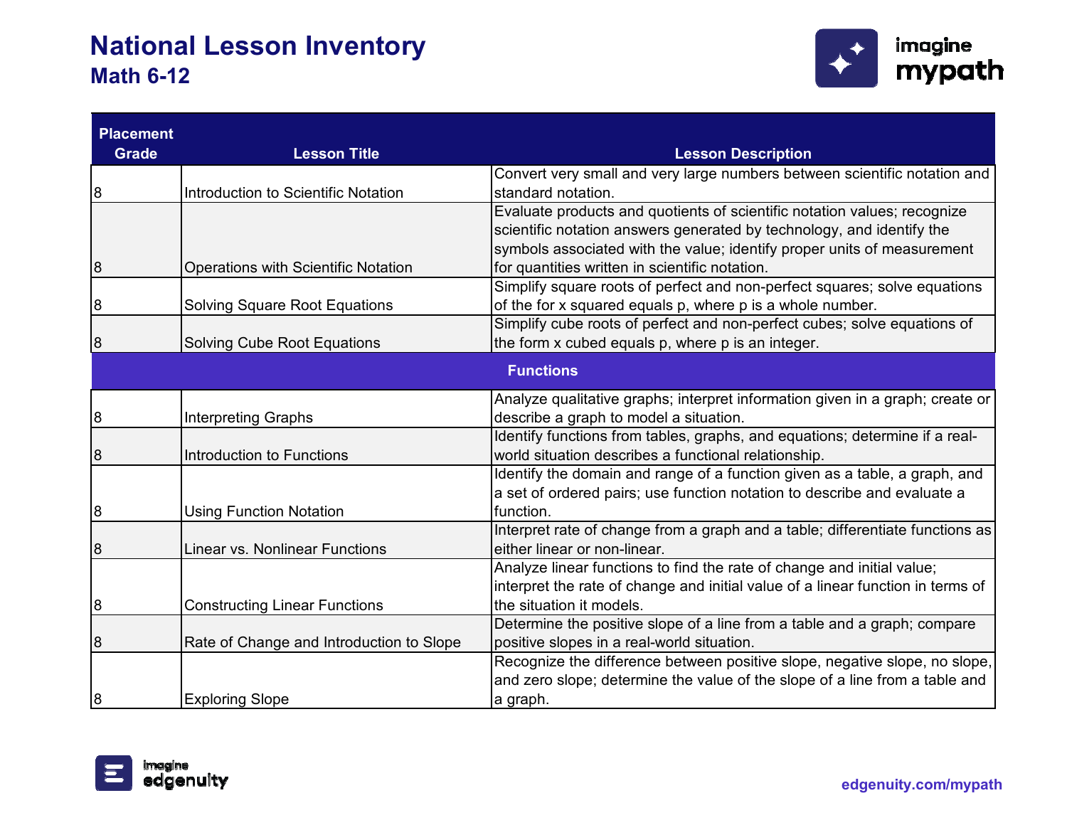# National Lesson Inventory

## Math 6-12

| Placement Grade | Lesson Title | Lesson Description |
|---|---|---|
| 8 | Introduction to Scientific Notation | Convert very small and very large numbers between scientific notation and standard notation. |
| 8 | Operations with Scientific Notation | Evaluate products and quotients of scientific notation values; recognize scientific notation answers generated by technology, and identify the symbols associated with the value; identify proper units of measurement for quantities written in scientific notation. |
| 8 | Solving Square Root Equations | Simplify square roots of perfect and non-perfect squares; solve equations of the for x squared equals p, where p is a whole number. |
| 8 | Solving Cube Root Equations | Simplify cube roots of perfect and non-perfect cubes; solve equations of the form x cubed equals p, where p is an integer. |
| | **Functions** | |
| 8 | Interpreting Graphs | Analyze qualitative graphs; interpret information given in a graph; create or describe a graph to model a situation. |
| 8 | Introduction to Functions | Identify functions from tables, graphs, and equations; determine if a real-world situation describes a functional relationship. |
| 8 | Using Function Notation | Identify the domain and range of a function given as a table, a graph, and a set of ordered pairs; use function notation to describe and evaluate a function. |
| 8 | Linear vs. Nonlinear Functions | Interpret rate of change from a graph and a table; differentiate functions as either linear or non-linear. |
| 8 | Constructing Linear Functions | Analyze linear functions to find the rate of change and initial value; interpret the rate of change and initial value of a linear function in terms of the situation it models. |
| 8 | Rate of Change and Introduction to Slope | Determine the positive slope of a line from a table and a graph; compare positive slopes in a real-world situation. |
| 8 | Exploring Slope | Recognize the difference between positive slope, negative slope, no slope, and zero slope; determine the value of the slope of a line from a table and a graph. |

edgenuity.com/mypath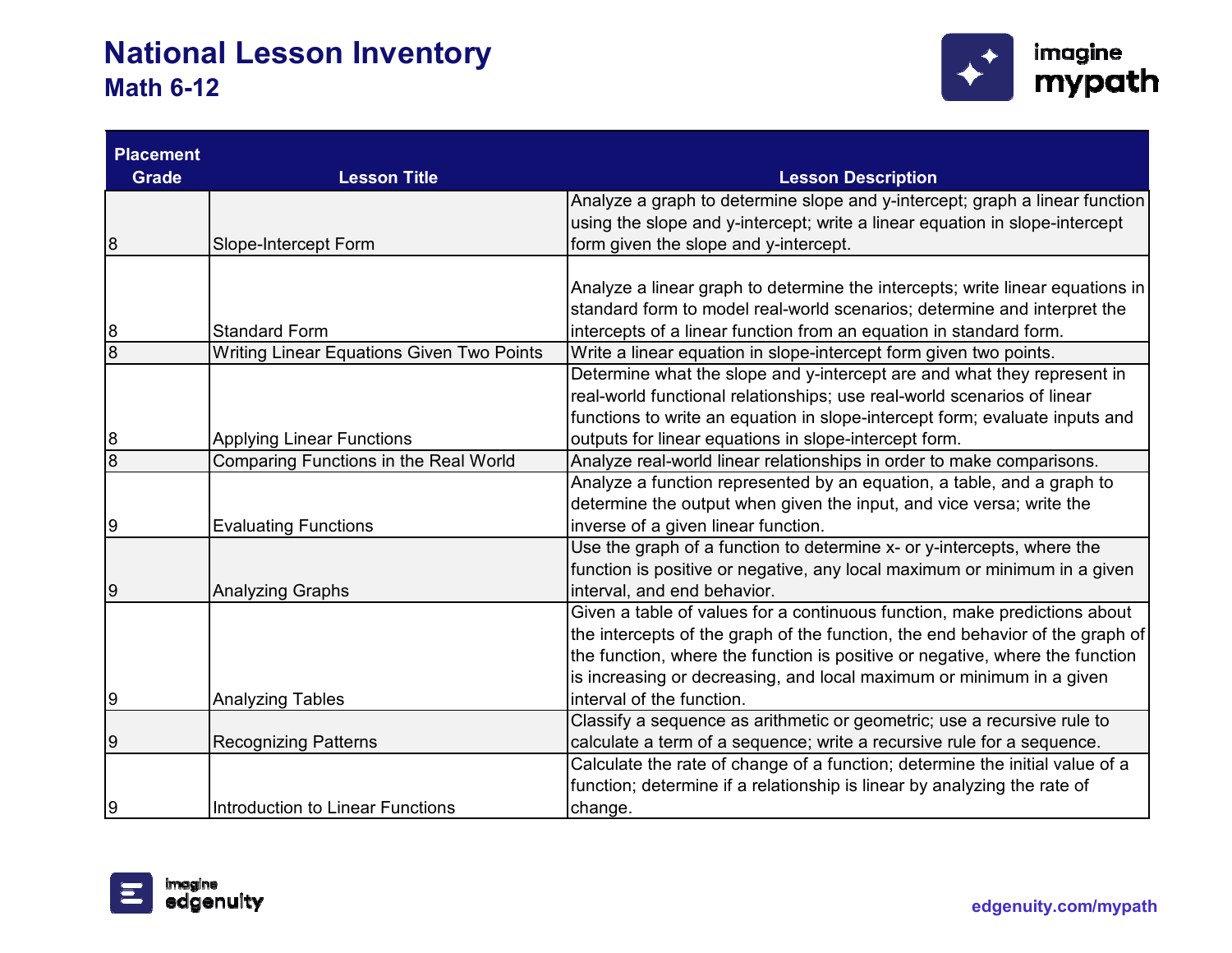# National Lesson Inventory

## Math 6-12

| Placement Grade | Lesson Title | Lesson Description |
|---|---|---|
| 8 | Slope-Intercept Form | Analyze a graph to determine slope and y-intercept; graph a linear function using the slope and y-intercept; write a linear equation in slope-intercept form given the slope and y-intercept. |
| 8 | Standard Form | Analyze a linear graph to determine the intercepts; write linear equations in standard form to model real-world scenarios; determine and interpret the intercepts of a linear function from an equation in standard form. |
| 8 | Writing Linear Equations Given Two Points | Write a linear equation in slope-intercept form given two points. |
| 8 | Applying Linear Functions | Determine what the slope and y-intercept are and what they represent in real-world functional relationships; use real-world scenarios of linear functions to write an equation in slope-intercept form; evaluate inputs and outputs for linear equations in slope-intercept form. |
| 8 | Comparing Functions in the Real World | Analyze real-world linear relationships in order to make comparisons. |
| 9 | Evaluating Functions | Analyze a function represented by an equation, a table, and a graph to determine the output when given the input, and vice versa; write the inverse of a given linear function. |
| 9 | Analyzing Graphs | Use the graph of a function to determine x- or y-intercepts, where the function is positive or negative, any local maximum or minimum in a given interval, and end behavior. |
| 9 | Analyzing Tables | Given a table of values for a continuous function, make predictions about the intercepts of the graph of the function, the end behavior of the graph of the function, where the function is positive or negative, where the function is increasing or decreasing, and local maximum or minimum in a given interval of the function. |
| 9 | Recognizing Patterns | Classify a sequence as arithmetic or geometric; use a recursive rule to calculate a term of a sequence; write a recursive rule for a sequence. |
| 9 | Introduction to Linear Functions | Calculate the rate of change of a function; determine the initial value of a function; determine if a relationship is linear by analyzing the rate of change. |

edgenuity.com/mypath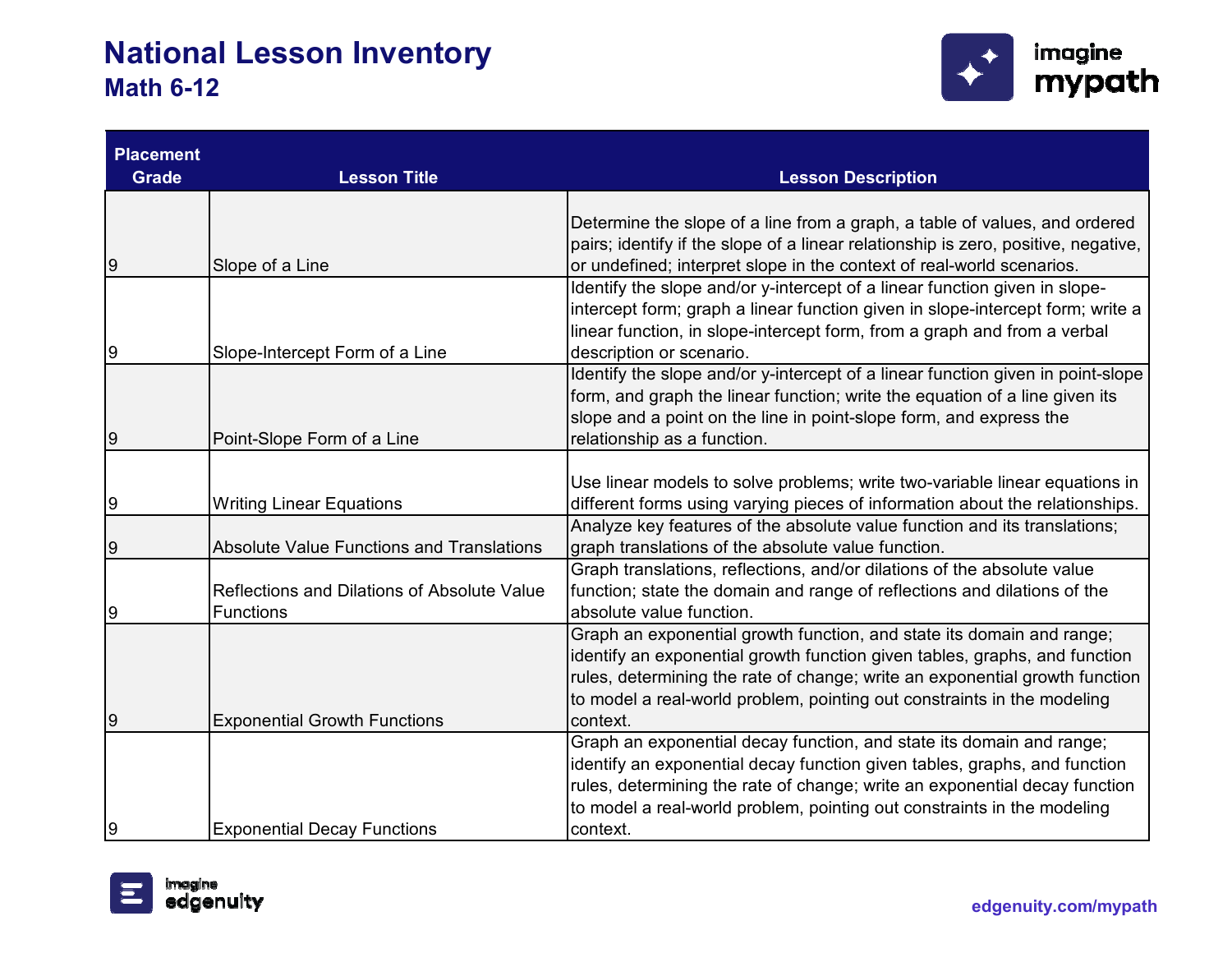# National Lesson Inventory
## Math 6-12

| Placement Grade | Lesson Title | Lesson Description |
|---|---|---|
| 9 | Slope of a Line | Determine the slope of a line from a graph, a table of values, and ordered pairs; identify if the slope of a linear relationship is zero, positive, negative, or undefined; interpret slope in the context of real-world scenarios. |
| 9 | Slope-Intercept Form of a Line | Identify the slope and/or y-intercept of a linear function given in slope-intercept form; graph a linear function given in slope-intercept form; write a linear function, in slope-intercept form, from a graph and from a verbal description or scenario. |
| 9 | Point-Slope Form of a Line | Identify the slope and/or y-intercept of a linear function given in point-slope form, and graph the linear function; write the equation of a line given its slope and a point on the line in point-slope form, and express the relationship as a function. |
| 9 | Writing Linear Equations | Use linear models to solve problems; write two-variable linear equations in different forms using varying pieces of information about the relationships. |
| 9 | Absolute Value Functions and Translations | Analyze key features of the absolute value function and its translations; graph translations of the absolute value function. |
| 9 | Reflections and Dilations of Absolute Value Functions | Graph translations, reflections, and/or dilations of the absolute value function; state the domain and range of reflections and dilations of the absolute value function. |
| 9 | Exponential Growth Functions | Graph an exponential growth function, and state its domain and range; identify an exponential growth function given tables, graphs, and function rules, determining the rate of change; write an exponential growth function to model a real-world problem, pointing out constraints in the modeling context. |
| 9 | Exponential Decay Functions | Graph an exponential decay function, and state its domain and range; identify an exponential decay function given tables, graphs, and function rules, determining the rate of change; write an exponential decay function to model a real-world problem, pointing out constraints in the modeling context. |

edgenuity.com/mypath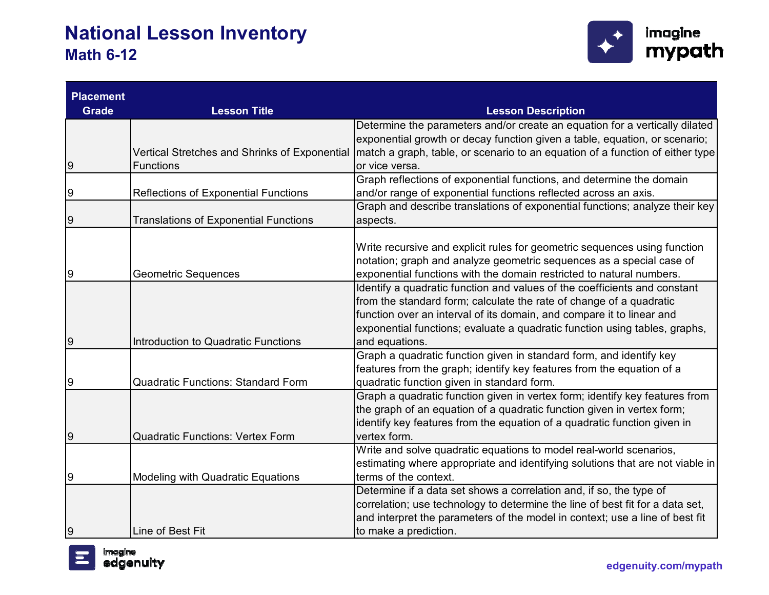# National Lesson Inventory
## Math 6-12

| Placement Grade | Lesson Title | Lesson Description |
|---|---|---|
| 9 | Vertical Stretches and Shrinks of Exponential Functions | Determine the parameters and/or create an equation for a vertically dilated exponential growth or decay function given a table, equation, or scenario; match a graph, table, or scenario to an equation of a function of either type or vice versa. |
| 9 | Reflections of Exponential Functions | Graph reflections of exponential functions, and determine the domain and/or range of exponential functions reflected across an axis. |
| 9 | Translations of Exponential Functions | Graph and describe translations of exponential functions; analyze their key aspects. |
| 9 | Geometric Sequences | Write recursive and explicit rules for geometric sequences using function notation; graph and analyze geometric sequences as a special case of exponential functions with the domain restricted to natural numbers. |
| 9 | Introduction to Quadratic Functions | Identify a quadratic function and values of the coefficients and constant from the standard form; calculate the rate of change of a quadratic function over an interval of its domain, and compare it to linear and exponential functions; evaluate a quadratic function using tables, graphs, and equations. |
| 9 | Quadratic Functions: Standard Form | Graph a quadratic function given in standard form, and identify key features from the graph; identify key features from the equation of a quadratic function given in standard form. |
| 9 | Quadratic Functions: Vertex Form | Graph a quadratic function given in vertex form; identify key features from the graph of an equation of a quadratic function given in vertex form; identify key features from the equation of a quadratic function given in vertex form. |
| 9 | Modeling with Quadratic Equations | Write and solve quadratic equations to model real-world scenarios, estimating where appropriate and identifying solutions that are not viable in terms of the context. |
| 9 | Line of Best Fit | Determine if a data set shows a correlation and, if so, the type of correlation; use technology to determine the line of best fit for a data set, and interpret the parameters of the model in context; use a line of best fit to make a prediction. |

edgenuity.com/mypath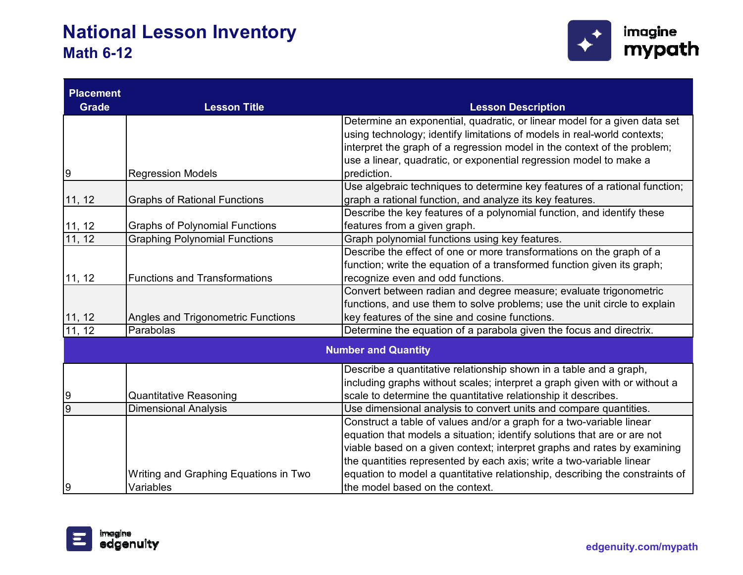# National Lesson Inventory
## Math 6-12

| Placement Grade | Lesson Title | Lesson Description |
|---|---|---|
| 9 | Regression Models | Determine an exponential, quadratic, or linear model for a given data set using technology; identify limitations of models in real-world contexts; interpret the graph of a regression model in the context of the problem; use a linear, quadratic, or exponential regression model to make a prediction. |
| 11, 12 | Graphs of Rational Functions | Use algebraic techniques to determine key features of a rational function; graph a rational function, and analyze its key features. |
| 11, 12 | Graphs of Polynomial Functions | Describe the key features of a polynomial function, and identify these features from a given graph. |
| 11, 12 | Graphing Polynomial Functions | Graph polynomial functions using key features. |
| 11, 12 | Functions and Transformations | Describe the effect of one or more transformations on the graph of a function; write the equation of a transformed function given its graph; recognize even and odd functions. |
| 11, 12 | Angles and Trigonometric Functions | Convert between radian and degree measure; evaluate trigonometric functions, and use them to solve problems; use the unit circle to explain key features of the sine and cosine functions. |
| 11, 12 | Parabolas | Determine the equation of a parabola given the focus and directrix. |
| | **Number and Quantity** | |
| 9 | Quantitative Reasoning | Describe a quantitative relationship shown in a table and a graph, including graphs without scales; interpret a graph given with or without a scale to determine the quantitative relationship it describes. |
| 9 | Dimensional Analysis | Use dimensional analysis to convert units and compare quantities. |
| 9 | Writing and Graphing Equations in Two Variables | Construct a table of values and/or a graph for a two-variable linear equation that models a situation; identify solutions that are or are not viable based on a given context; interpret graphs and rates by examining the quantities represented by each axis; write a two-variable linear equation to model a quantitative relationship, describing the constraints of the model based on the context. |

edgenuity.com/mypath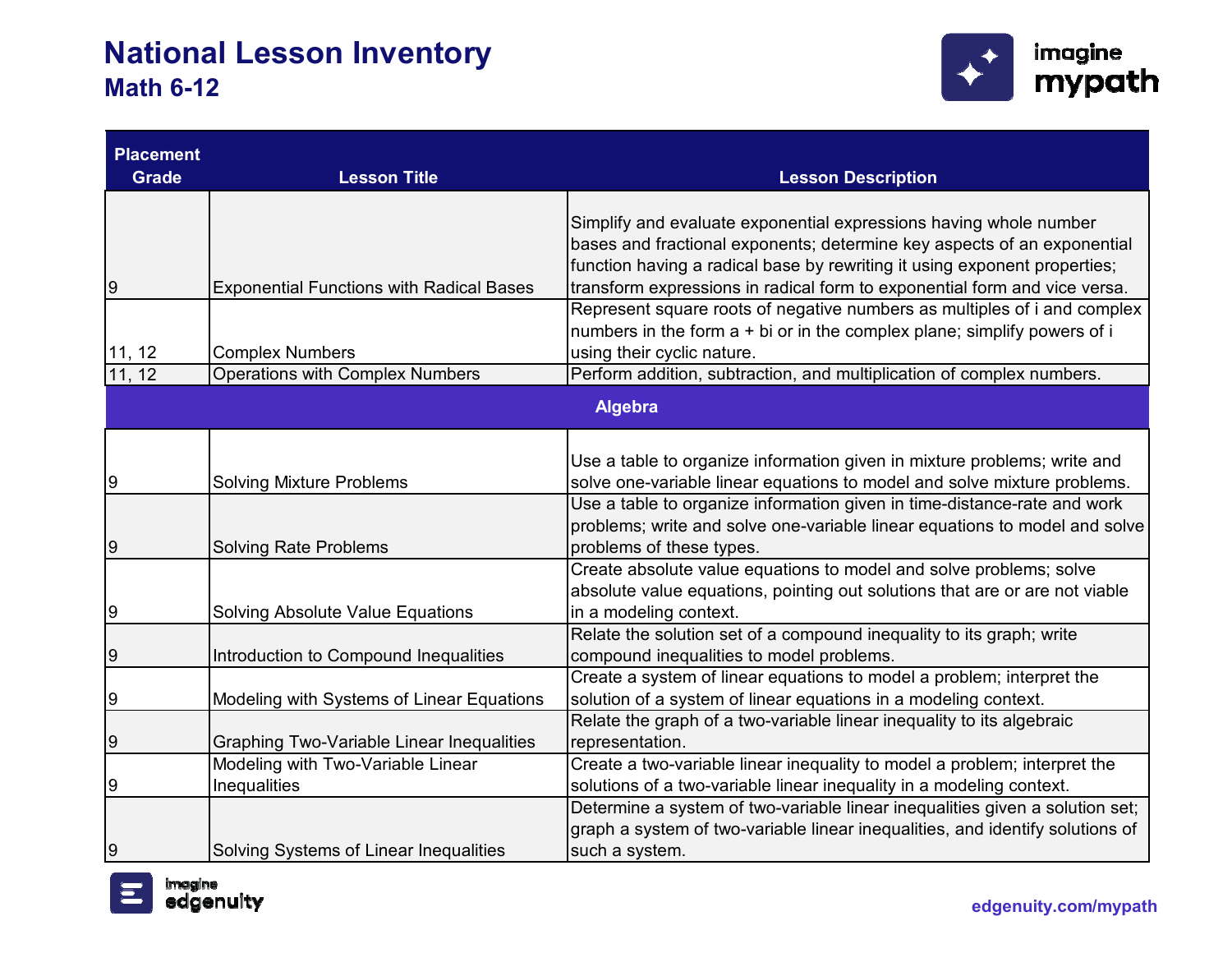# National Lesson Inventory

## Math 6-12

| Placement Grade | Lesson Title | Lesson Description |
|---|---|---|
| 9 | Exponential Functions with Radical Bases | Simplify and evaluate exponential expressions having whole number bases and fractional exponents; determine key aspects of an exponential function having a radical base by rewriting it using exponent properties; transform expressions in radical form to exponential form and vice versa. |
| 11, 12 | Complex Numbers | Represent square roots of negative numbers as multiples of i and complex numbers in the form a + bi or in the complex plane; simplify powers of i using their cyclic nature. |
| 11, 12 | Operations with Complex Numbers | Perform addition, subtraction, and multiplication of complex numbers. |
| | **Algebra** | |
| 9 | Solving Mixture Problems | Use a table to organize information given in mixture problems; write and solve one-variable linear equations to model and solve mixture problems. |
| 9 | Solving Rate Problems | Use a table to organize information given in time-distance-rate and work problems; write and solve one-variable linear equations to model and solve problems of these types. |
| 9 | Solving Absolute Value Equations | Create absolute value equations to model and solve problems; solve absolute value equations, pointing out solutions that are or are not viable in a modeling context. |
| 9 | Introduction to Compound Inequalities | Relate the solution set of a compound inequality to its graph; write compound inequalities to model problems. |
| 9 | Modeling with Systems of Linear Equations | Create a system of linear equations to model a problem; interpret the solution of a system of linear equations in a modeling context. |
| 9 | Graphing Two-Variable Linear Inequalities | Relate the graph of a two-variable linear inequality to its algebraic representation. |
| 9 | Modeling with Two-Variable Linear Inequalities | Create a two-variable linear inequality to model a problem; interpret the solutions of a two-variable linear inequality in a modeling context. |
| 9 | Solving Systems of Linear Inequalities | Determine a system of two-variable linear inequalities given a solution set; graph a system of two-variable linear inequalities, and identify solutions of such a system. |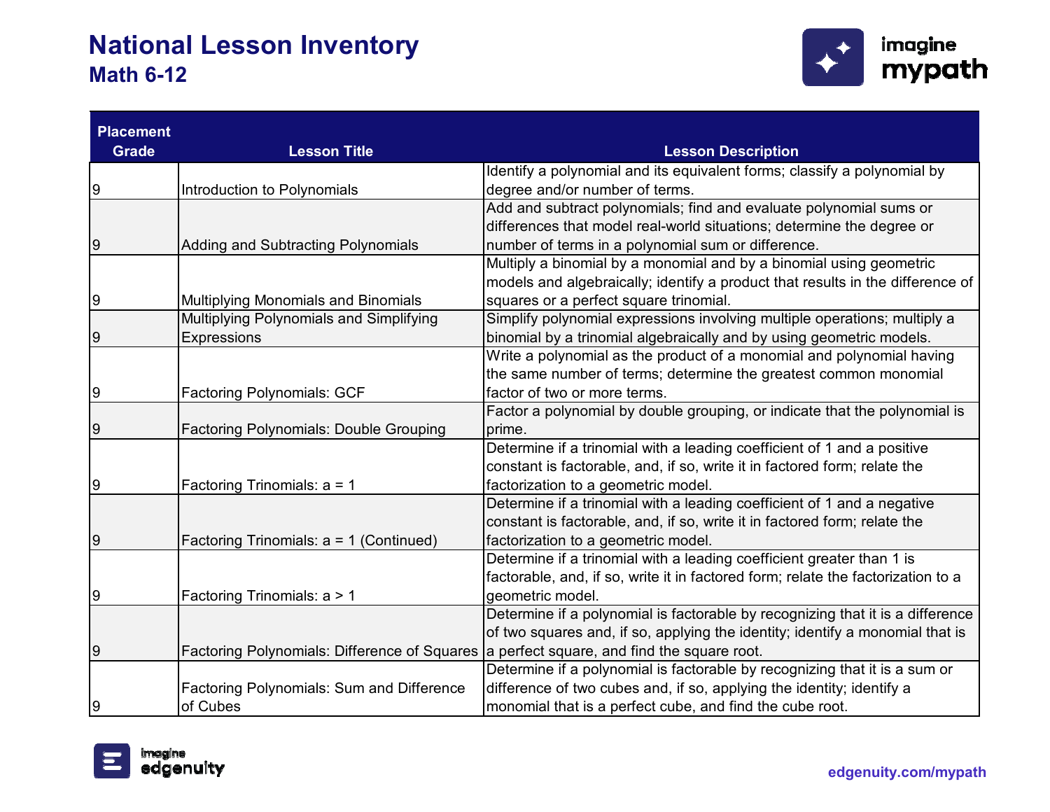# National Lesson Inventory
## Math 6-12

| Placement Grade | Lesson Title | Lesson Description |
|---|---|---|
| 9 | Introduction to Polynomials | Identify a polynomial and its equivalent forms; classify a polynomial by degree and/or number of terms. |
| 9 | Adding and Subtracting Polynomials | Add and subtract polynomials; find and evaluate polynomial sums or differences that model real-world situations; determine the degree or number of terms in a polynomial sum or difference. |
| 9 | Multiplying Monomials and Binomials | Multiply a binomial by a monomial and by a binomial using geometric models and algebraically; identify a product that results in the difference of squares or a perfect square trinomial. |
| 9 | Multiplying Polynomials and Simplifying Expressions | Simplify polynomial expressions involving multiple operations; multiply a binomial by a trinomial algebraically and by using geometric models. |
| 9 | Factoring Polynomials: GCF | Write a polynomial as the product of a monomial and polynomial having the same number of terms; determine the greatest common monomial factor of two or more terms. |
| 9 | Factoring Polynomials: Double Grouping | Factor a polynomial by double grouping, or indicate that the polynomial is prime. |
| 9 | Factoring Trinomials: a = 1 | Determine if a trinomial with a leading coefficient of 1 and a positive constant is factorable, and, if so, write it in factored form; relate the factorization to a geometric model. |
| 9 | Factoring Trinomials: a = 1 (Continued) | Determine if a trinomial with a leading coefficient of 1 and a negative constant is factorable, and, if so, write it in factored form; relate the factorization to a geometric model. |
| 9 | Factoring Trinomials: a > 1 | Determine if a trinomial with a leading coefficient greater than 1 is factorable, and, if so, write it in factored form; relate the factorization to a geometric model. |
| 9 | Factoring Polynomials: Difference of Squares | Determine if a polynomial is factorable by recognizing that it is a difference of two squares and, if so, applying the identity; identify a monomial that is a perfect square, and find the square root. |
| 9 | Factoring Polynomials: Sum and Difference of Cubes | Determine if a polynomial is factorable by recognizing that it is a sum or difference of two cubes and, if so, applying the identity; identify a monomial that is a perfect cube, and find the cube root. |

edgenuity.com/mypath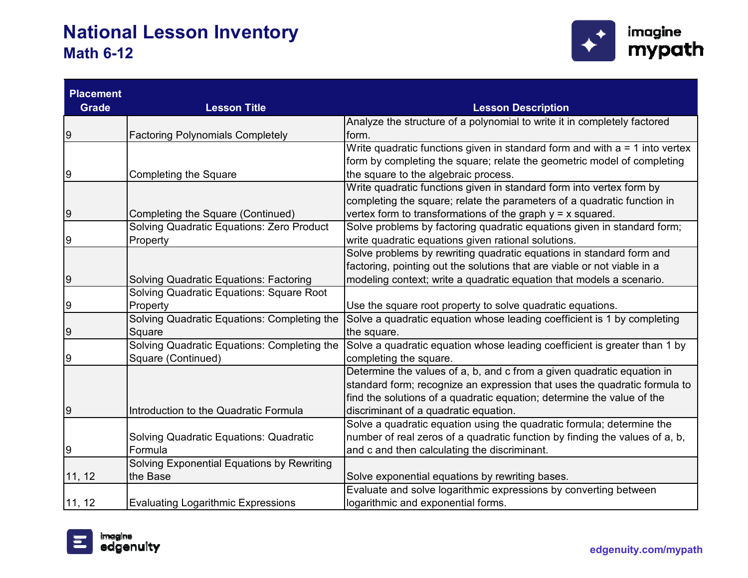# National Lesson Inventory
## Math 6-12

| Placement Grade | Lesson Title | Lesson Description |
|---|---|---|
| 9 | Factoring Polynomials Completely | Analyze the structure of a polynomial to write it in completely factored form. |
| 9 | Completing the Square | Write quadratic functions given in standard form and with a = 1 into vertex form by completing the square; relate the geometric model of completing the square to the algebraic process. |
| 9 | Completing the Square (Continued) | Write quadratic functions given in standard form into vertex form by completing the square; relate the parameters of a quadratic function in vertex form to transformations of the graph y = x squared. |
| 9 | Solving Quadratic Equations: Zero Product Property | Solve problems by factoring quadratic equations given in standard form; write quadratic equations given rational solutions. |
| 9 | Solving Quadratic Equations: Factoring | Solve problems by rewriting quadratic equations in standard form and factoring, pointing out the solutions that are viable or not viable in a modeling context; write a quadratic equation that models a scenario. |
| 9 | Solving Quadratic Equations: Square Root Property | Use the square root property to solve quadratic equations. |
| 9 | Solving Quadratic Equations: Completing the Square | Solve a quadratic equation whose leading coefficient is 1 by completing the square. |
| 9 | Solving Quadratic Equations: Completing the Square (Continued) | Solve a quadratic equation whose leading coefficient is greater than 1 by completing the square. |
| 9 | Introduction to the Quadratic Formula | Determine the values of a, b, and c from a given quadratic equation in standard form; recognize an expression that uses the quadratic formula to find the solutions of a quadratic equation; determine the value of the discriminant of a quadratic equation. |
| 9 | Solving Quadratic Equations: Quadratic Formula | Solve a quadratic equation using the quadratic formula; determine the number of real zeros of a quadratic function by finding the values of a, b, and c and then calculating the discriminant. |
| 11, 12 | Solving Exponential Equations by Rewriting the Base | Solve exponential equations by rewriting bases. |
| 11, 12 | Evaluating Logarithmic Expressions | Evaluate and solve logarithmic expressions by converting between logarithmic and exponential forms. |

edgenuity.com/mypath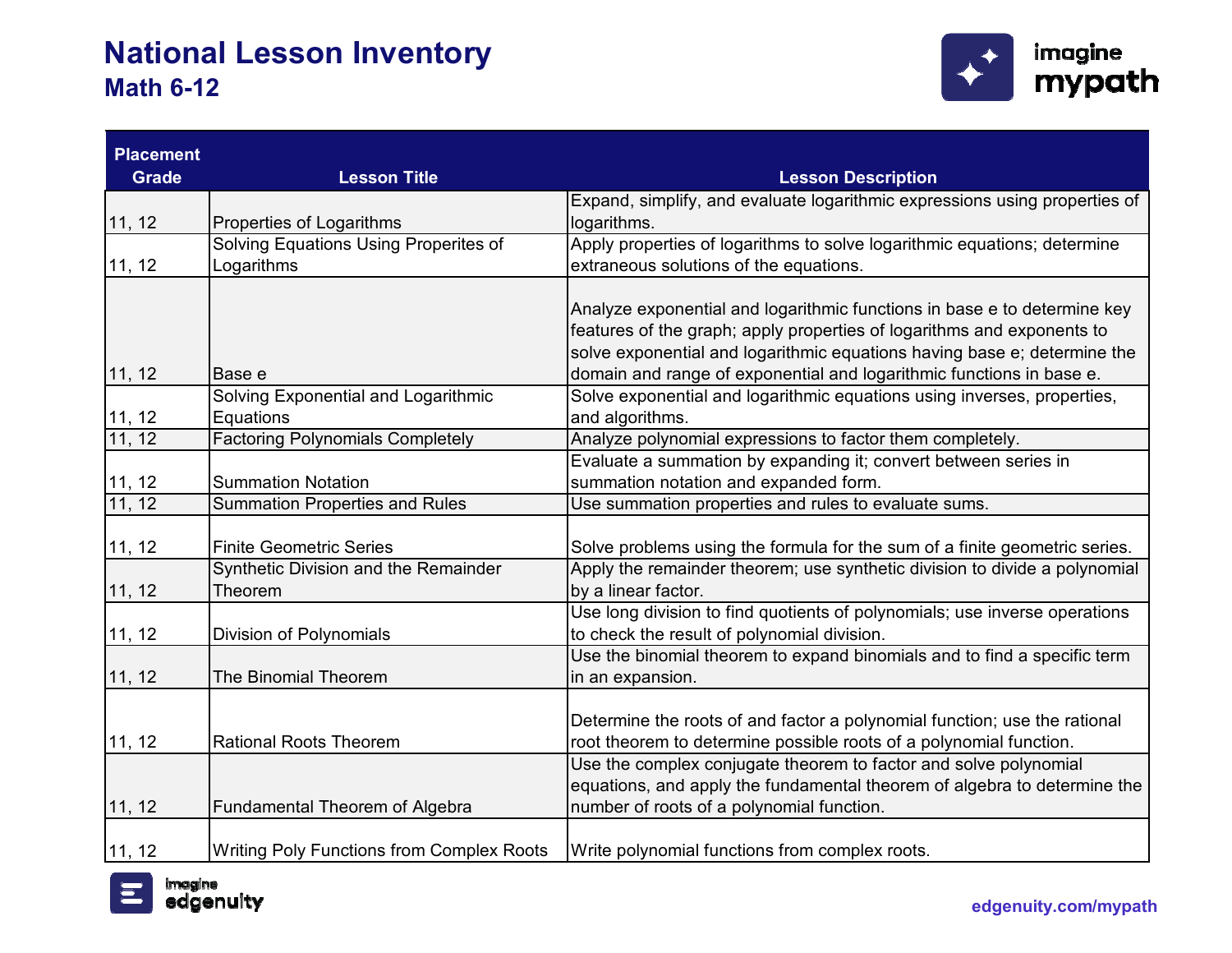# National Lesson Inventory

## Math 6-12

| Placement Grade | Lesson Title | Lesson Description |
|---|---|---|
| 11, 12 | Properties of Logarithms | Expand, simplify, and evaluate logarithmic expressions using properties of logarithms. |
| 11, 12 | Solving Equations Using Properites of Logarithms | Apply properties of logarithms to solve logarithmic equations; determine extraneous solutions of the equations. |
| 11, 12 | Base e | Analyze exponential and logarithmic functions in base e to determine key features of the graph; apply properties of logarithms and exponents to solve exponential and logarithmic equations having base e; determine the domain and range of exponential and logarithmic functions in base e. |
| 11, 12 | Solving Exponential and Logarithmic Equations | Solve exponential and logarithmic equations using inverses, properties, and algorithms. |
| 11, 12 | Factoring Polynomials Completely | Analyze polynomial expressions to factor them completely. |
| 11, 12 | Summation Notation | Evaluate a summation by expanding it; convert between series in summation notation and expanded form. |
| 11, 12 | Summation Properties and Rules | Use summation properties and rules to evaluate sums. |
| 11, 12 | Finite Geometric Series | Solve problems using the formula for the sum of a finite geometric series. |
| 11, 12 | Synthetic Division and the Remainder Theorem | Apply the remainder theorem; use synthetic division to divide a polynomial by a linear factor. |
| 11, 12 | Division of Polynomials | Use long division to find quotients of polynomials; use inverse operations to check the result of polynomial division. |
| 11, 12 | The Binomial Theorem | Use the binomial theorem to expand binomials and to find a specific term in an expansion. |
| 11, 12 | Rational Roots Theorem | Determine the roots of and factor a polynomial function; use the rational root theorem to determine possible roots of a polynomial function. |
| 11, 12 | Fundamental Theorem of Algebra | Use the complex conjugate theorem to factor and solve polynomial equations, and apply the fundamental theorem of algebra to determine the number of roots of a polynomial function. |
| 11, 12 | Writing Poly Functions from Complex Roots | Write polynomial functions from complex roots. |

edgenuity.com/mypath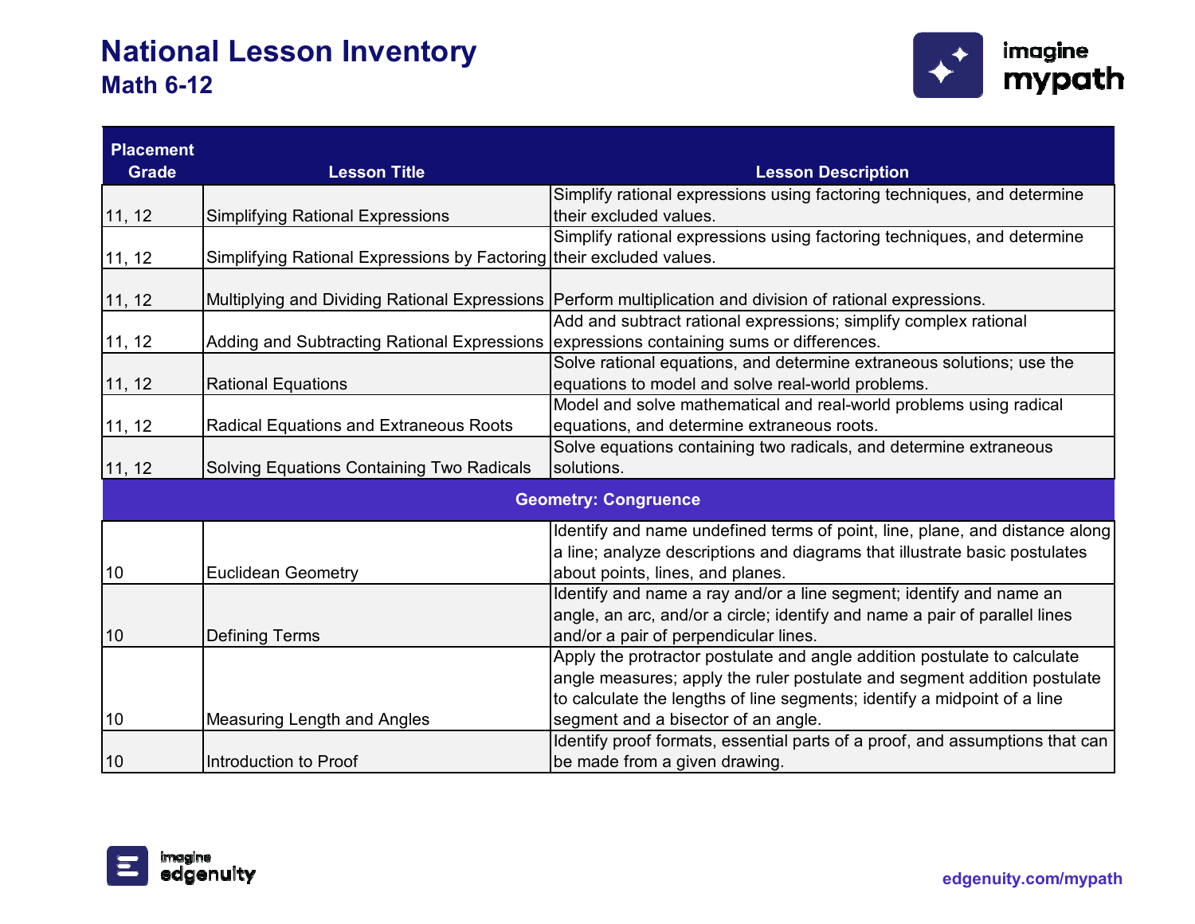# National Lesson Inventory

## Math 6-12

| Placement Grade | Lesson Title | Lesson Description |
|---|---|---|
| 11, 12 | Simplifying Rational Expressions | Simplify rational expressions using factoring techniques, and determine their excluded values. |
| 11, 12 | Simplifying Rational Expressions by Factoring | Simplify rational expressions using factoring techniques, and determine their excluded values. |
| 11, 12 | Multiplying and Dividing Rational Expressions | Perform multiplication and division of rational expressions. |
| 11, 12 | Adding and Subtracting Rational Expressions | Add and subtract rational expressions; simplify complex rational expressions containing sums or differences. |
| 11, 12 | Rational Equations | Solve rational equations, and determine extraneous solutions; use the equations to model and solve real-world problems. |
| 11, 12 | Radical Equations and Extraneous Roots | Model and solve mathematical and real-world problems using radical equations, and determine extraneous roots. |
| 11, 12 | Solving Equations Containing Two Radicals | Solve equations containing two radicals, and determine extraneous solutions. |
| **Geometry: Congruence** | | |
| 10 | Euclidean Geometry | Identify and name undefined terms of point, line, plane, and distance along a line; analyze descriptions and diagrams that illustrate basic postulates about points, lines, and planes. |
| 10 | Defining Terms | Identify and name a ray and/or a line segment; identify and name an angle, an arc, and/or a circle; identify and name a pair of parallel lines and/or a pair of perpendicular lines. |
| 10 | Measuring Length and Angles | Apply the protractor postulate and angle addition postulate to calculate angle measures; apply the ruler postulate and segment addition postulate to calculate the lengths of line segments; identify a midpoint of a line segment and a bisector of an angle. |
| 10 | Introduction to Proof | Identify proof formats, essential parts of a proof, and assumptions that can be made from a given drawing. |

edgenuity.com/mypath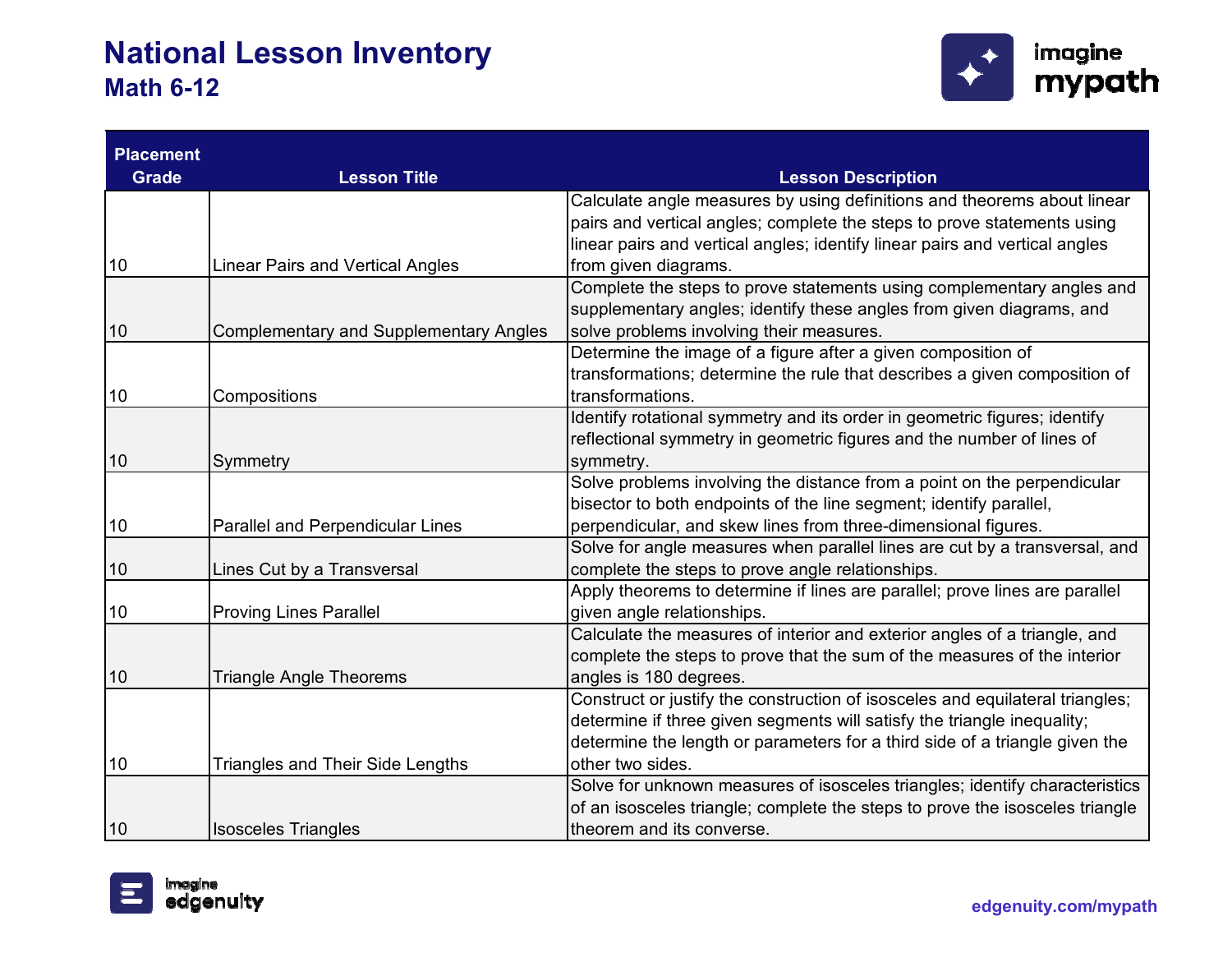# National Lesson Inventory

## Math 6-12

| Placement Grade | Lesson Title | Lesson Description |
|---|---|---|
| 10 | Linear Pairs and Vertical Angles | Calculate angle measures by using definitions and theorems about linear pairs and vertical angles; complete the steps to prove statements using linear pairs and vertical angles; identify linear pairs and vertical angles from given diagrams. |
| 10 | Complementary and Supplementary Angles | Complete the steps to prove statements using complementary angles and supplementary angles; identify these angles from given diagrams, and solve problems involving their measures. |
| 10 | Compositions | Determine the image of a figure after a given composition of transformations; determine the rule that describes a given composition of transformations. |
| 10 | Symmetry | Identify rotational symmetry and its order in geometric figures; identify reflectional symmetry in geometric figures and the number of lines of symmetry. |
| 10 | Parallel and Perpendicular Lines | Solve problems involving the distance from a point on the perpendicular bisector to both endpoints of the line segment; identify parallel, perpendicular, and skew lines from three-dimensional figures. |
| 10 | Lines Cut by a Transversal | Solve for angle measures when parallel lines are cut by a transversal, and complete the steps to prove angle relationships. |
| 10 | Proving Lines Parallel | Apply theorems to determine if lines are parallel; prove lines are parallel given angle relationships. |
| 10 | Triangle Angle Theorems | Calculate the measures of interior and exterior angles of a triangle, and complete the steps to prove that the sum of the measures of the interior angles is 180 degrees. |
| 10 | Triangles and Their Side Lengths | Construct or justify the construction of isosceles and equilateral triangles; determine if three given segments will satisfy the triangle inequality; determine the length or parameters for a third side of a triangle given the other two sides. |
| 10 | Isosceles Triangles | Solve for unknown measures of isosceles triangles; identify characteristics of an isosceles triangle; complete the steps to prove the isosceles triangle theorem and its converse. |

edgenuity.com/mypath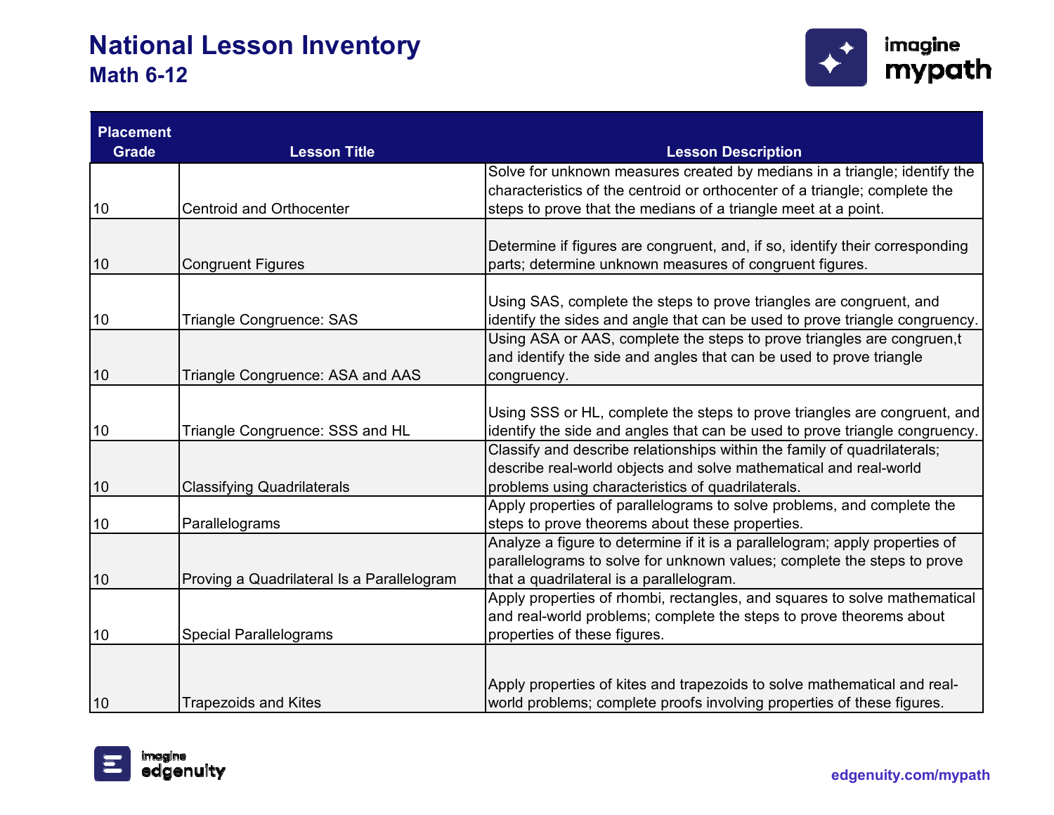# National Lesson Inventory
## Math 6-12

| Placement Grade | Lesson Title | Lesson Description |
|---|---|---|
| 10 | Centroid and Orthocenter | Solve for unknown measures created by medians in a triangle; identify the characteristics of the centroid or orthocenter of a triangle; complete the steps to prove that the medians of a triangle meet at a point. |
| 10 | Congruent Figures | Determine if figures are congruent, and, if so, identify their corresponding parts; determine unknown measures of congruent figures. |
| 10 | Triangle Congruence: SAS | Using SAS, complete the steps to prove triangles are congruent, and identify the sides and angle that can be used to prove triangle congruency. |
| 10 | Triangle Congruence: ASA and AAS | Using ASA or AAS, complete the steps to prove triangles are congruen,t and identify the side and angles that can be used to prove triangle congruency. |
| 10 | Triangle Congruence: SSS and HL | Using SSS or HL, complete the steps to prove triangles are congruent, and identify the side and angles that can be used to prove triangle congruency. |
| 10 | Classifying Quadrilaterals | Classify and describe relationships within the family of quadrilaterals; describe real-world objects and solve mathematical and real-world problems using characteristics of quadrilaterals. |
| 10 | Parallelograms | Apply properties of parallelograms to solve problems, and complete the steps to prove theorems about these properties. |
| 10 | Proving a Quadrilateral Is a Parallelogram | Analyze a figure to determine if it is a parallelogram; apply properties of parallelograms to solve for unknown values; complete the steps to prove that a quadrilateral is a parallelogram. |
| 10 | Special Parallelograms | Apply properties of rhombi, rectangles, and squares to solve mathematical and real-world problems; complete the steps to prove theorems about properties of these figures. |
| 10 | Trapezoids and Kites | Apply properties of kites and trapezoids to solve mathematical and real-world problems; complete proofs involving properties of these figures. |

edgenuity.com/mypath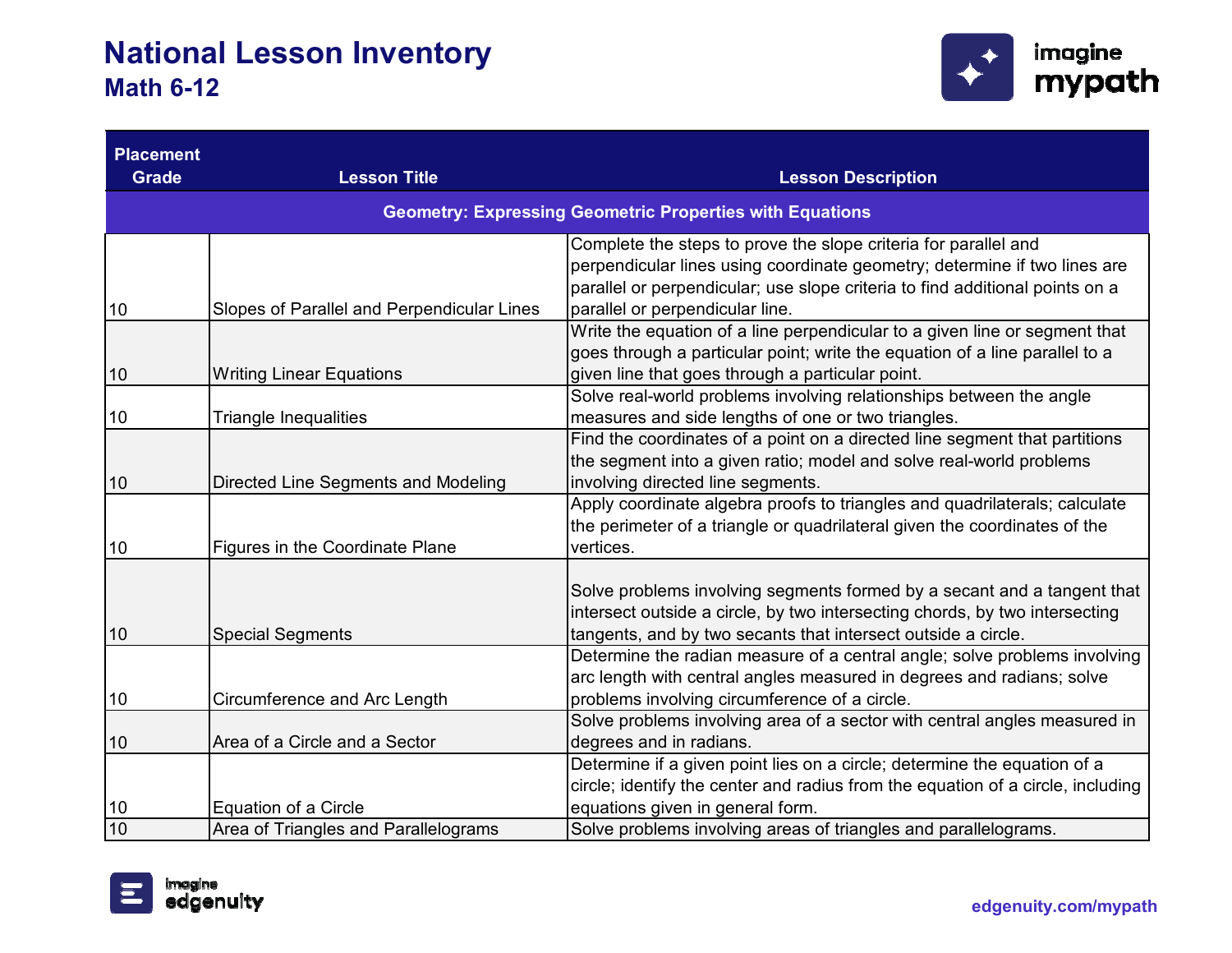# National Lesson Inventory

## Math 6-12

| Placement Grade | Lesson Title | Lesson Description |
|---|---|---|
| **Geometry: Expressing Geometric Properties with Equations** | | |
| 10 | Slopes of Parallel and Perpendicular Lines | Complete the steps to prove the slope criteria for parallel and perpendicular lines using coordinate geometry; determine if two lines are parallel or perpendicular; use slope criteria to find additional points on a parallel or perpendicular line. |
| 10 | Writing Linear Equations | Write the equation of a line perpendicular to a given line or segment that goes through a particular point; write the equation of a line parallel to a given line that goes through a particular point. |
| 10 | Triangle Inequalities | Solve real-world problems involving relationships between the angle measures and side lengths of one or two triangles. |
| 10 | Directed Line Segments and Modeling | Find the coordinates of a point on a directed line segment that partitions the segment into a given ratio; model and solve real-world problems involving directed line segments. |
| 10 | Figures in the Coordinate Plane | Apply coordinate algebra proofs to triangles and quadrilaterals; calculate the perimeter of a triangle or quadrilateral given the coordinates of the vertices. |
| 10 | Special Segments | Solve problems involving segments formed by a secant and a tangent that intersect outside a circle, by two intersecting chords, by two intersecting tangents, and by two secants that intersect outside a circle. |
| 10 | Circumference and Arc Length | Determine the radian measure of a central angle; solve problems involving arc length with central angles measured in degrees and radians; solve problems involving circumference of a circle. |
| 10 | Area of a Circle and a Sector | Solve problems involving area of a sector with central angles measured in degrees and in radians. |
| 10 | Equation of a Circle | Determine if a given point lies on a circle; determine the equation of a circle; identify the center and radius from the equation of a circle, including equations given in general form. |
| 10 | Area of Triangles and Parallelograms | Solve problems involving areas of triangles and parallelograms. |

edgenuity.com/mypath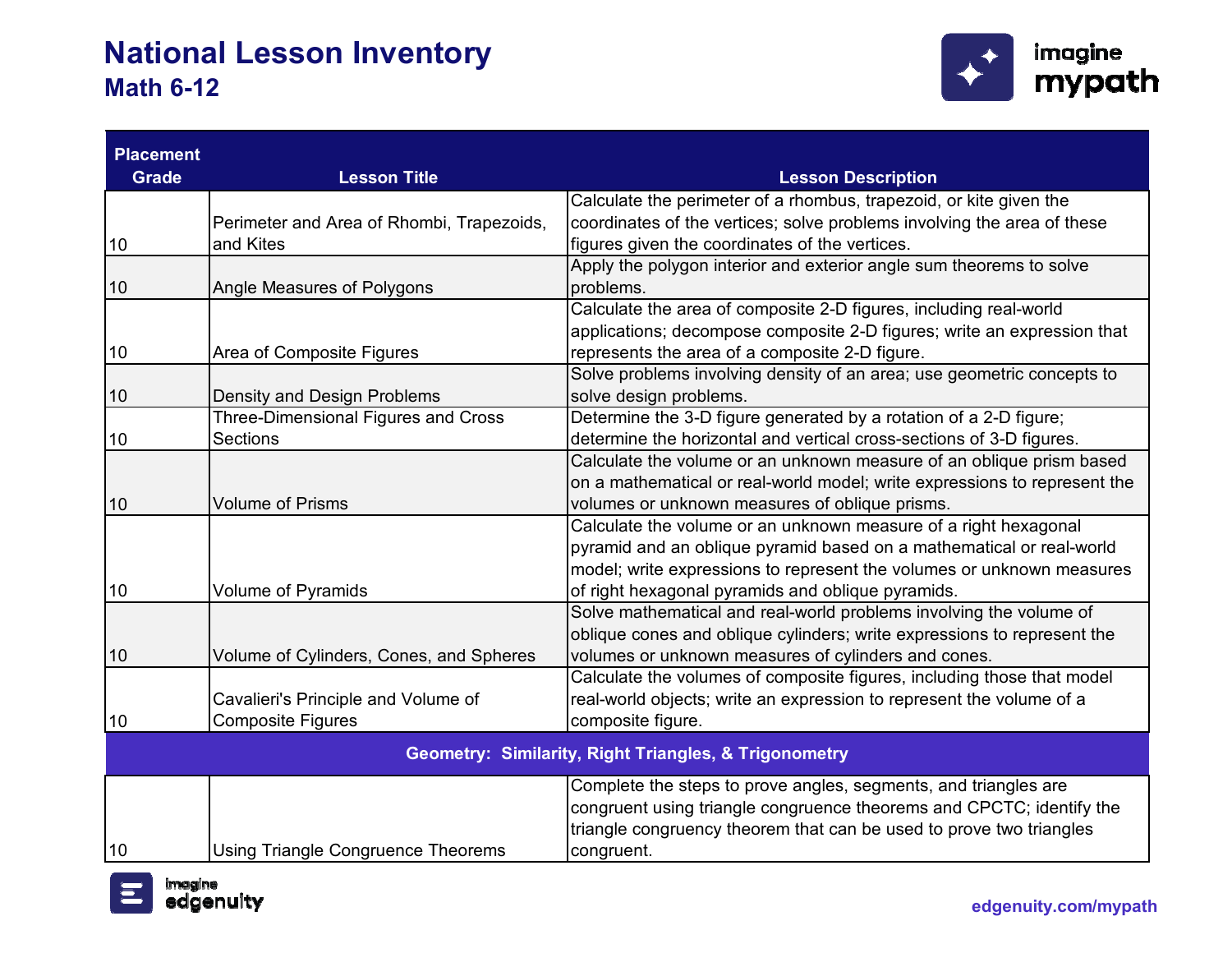# National Lesson Inventory

## Math 6-12

| Placement Grade | Lesson Title | Lesson Description |
|---|---|---|
| 10 | Perimeter and Area of Rhombi, Trapezoids, and Kites | Calculate the perimeter of a rhombus, trapezoid, or kite given the coordinates of the vertices; solve problems involving the area of these figures given the coordinates of the vertices. |
| 10 | Angle Measures of Polygons | Apply the polygon interior and exterior angle sum theorems to solve problems. |
| 10 | Area of Composite Figures | Calculate the area of composite 2-D figures, including real-world applications; decompose composite 2-D figures; write an expression that represents the area of a composite 2-D figure. |
| 10 | Density and Design Problems | Solve problems involving density of an area; use geometric concepts to solve design problems. |
| 10 | Three-Dimensional Figures and Cross Sections | Determine the 3-D figure generated by a rotation of a 2-D figure; determine the horizontal and vertical cross-sections of 3-D figures. |
| 10 | Volume of Prisms | Calculate the volume or an unknown measure of an oblique prism based on a mathematical or real-world model; write expressions to represent the volumes or unknown measures of oblique prisms. |
| 10 | Volume of Pyramids | Calculate the volume or an unknown measure of a right hexagonal pyramid and an oblique pyramid based on a mathematical or real-world model; write expressions to represent the volumes or unknown measures of right hexagonal pyramids and oblique pyramids. |
| 10 | Volume of Cylinders, Cones, and Spheres | Solve mathematical and real-world problems involving the volume of oblique cones and oblique cylinders; write expressions to represent the volumes or unknown measures of cylinders and cones. |
| 10 | Cavalieri's Principle and Volume of Composite Figures | Calculate the volumes of composite figures, including those that model real-world objects; write an expression to represent the volume of a composite figure. |
| **Geometry: Similarity, Right Triangles, & Trigonometry** | | |
| 10 | Using Triangle Congruence Theorems | Complete the steps to prove angles, segments, and triangles are congruent using triangle congruence theorems and CPCTC; identify the triangle congruency theorem that can be used to prove two triangles congruent. |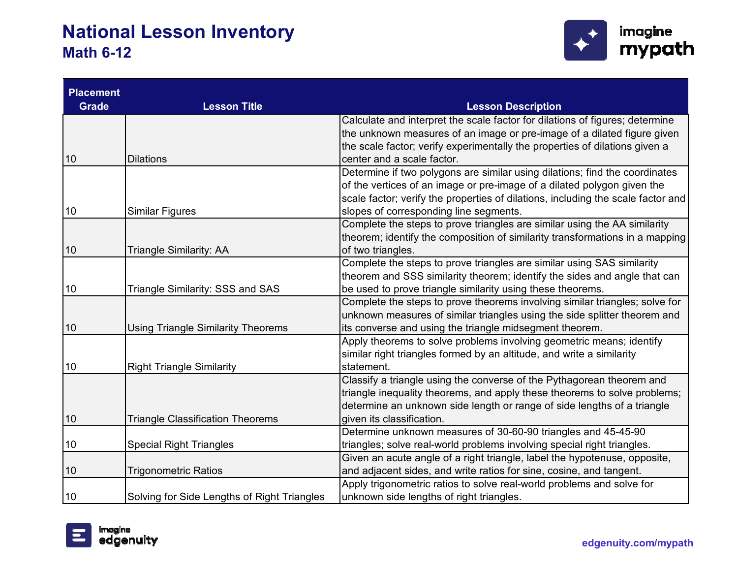# National Lesson Inventory

## Math 6-12

| Placement Grade | Lesson Title | Lesson Description |
|---|---|---|
| 10 | Dilations | Calculate and interpret the scale factor for dilations of figures; determine the unknown measures of an image or pre-image of a dilated figure given the scale factor; verify experimentally the properties of dilations given a center and a scale factor. |
| 10 | Similar Figures | Determine if two polygons are similar using dilations; find the coordinates of the vertices of an image or pre-image of a dilated polygon given the scale factor; verify the properties of dilations, including the scale factor and slopes of corresponding line segments. |
| 10 | Triangle Similarity: AA | Complete the steps to prove triangles are similar using the AA similarity theorem; identify the composition of similarity transformations in a mapping of two triangles. |
| 10 | Triangle Similarity: SSS and SAS | Complete the steps to prove triangles are similar using SAS similarity theorem and SSS similarity theorem; identify the sides and angle that can be used to prove triangle similarity using these theorems. |
| 10 | Using Triangle Similarity Theorems | Complete the steps to prove theorems involving similar triangles; solve for unknown measures of similar triangles using the side splitter theorem and its converse and using the triangle midsegment theorem. |
| 10 | Right Triangle Similarity | Apply theorems to solve problems involving geometric means; identify similar right triangles formed by an altitude, and write a similarity statement. |
| 10 | Triangle Classification Theorems | Classify a triangle using the converse of the Pythagorean theorem and triangle inequality theorems, and apply these theorems to solve problems; determine an unknown side length or range of side lengths of a triangle given its classification. |
| 10 | Special Right Triangles | Determine unknown measures of 30-60-90 triangles and 45-45-90 triangles; solve real-world problems involving special right triangles. |
| 10 | Trigonometric Ratios | Given an acute angle of a right triangle, label the hypotenuse, opposite, and adjacent sides, and write ratios for sine, cosine, and tangent. |
| 10 | Solving for Side Lengths of Right Triangles | Apply trigonometric ratios to solve real-world problems and solve for unknown side lengths of right triangles. |

edgenuity.com/mypath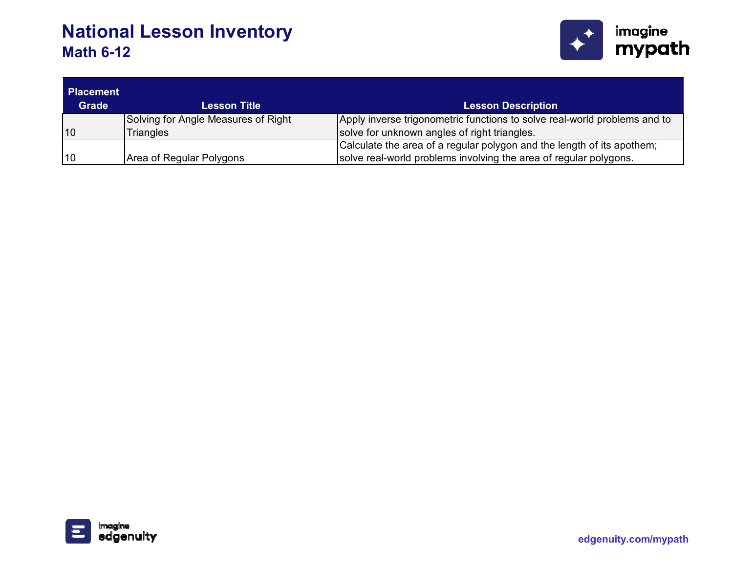# National Lesson Inventory
## Math 6-12

| Placement Grade | Lesson Title | Lesson Description |
|---|---|---|
| 10 | Solving for Angle Measures of Right Triangles | Apply inverse trigonometric functions to solve real-world problems and to solve for unknown angles of right triangles. |
| 10 | Area of Regular Polygons | Calculate the area of a regular polygon and the length of its apothem; solve real-world problems involving the area of regular polygons. |

edgenuity.com/mypath